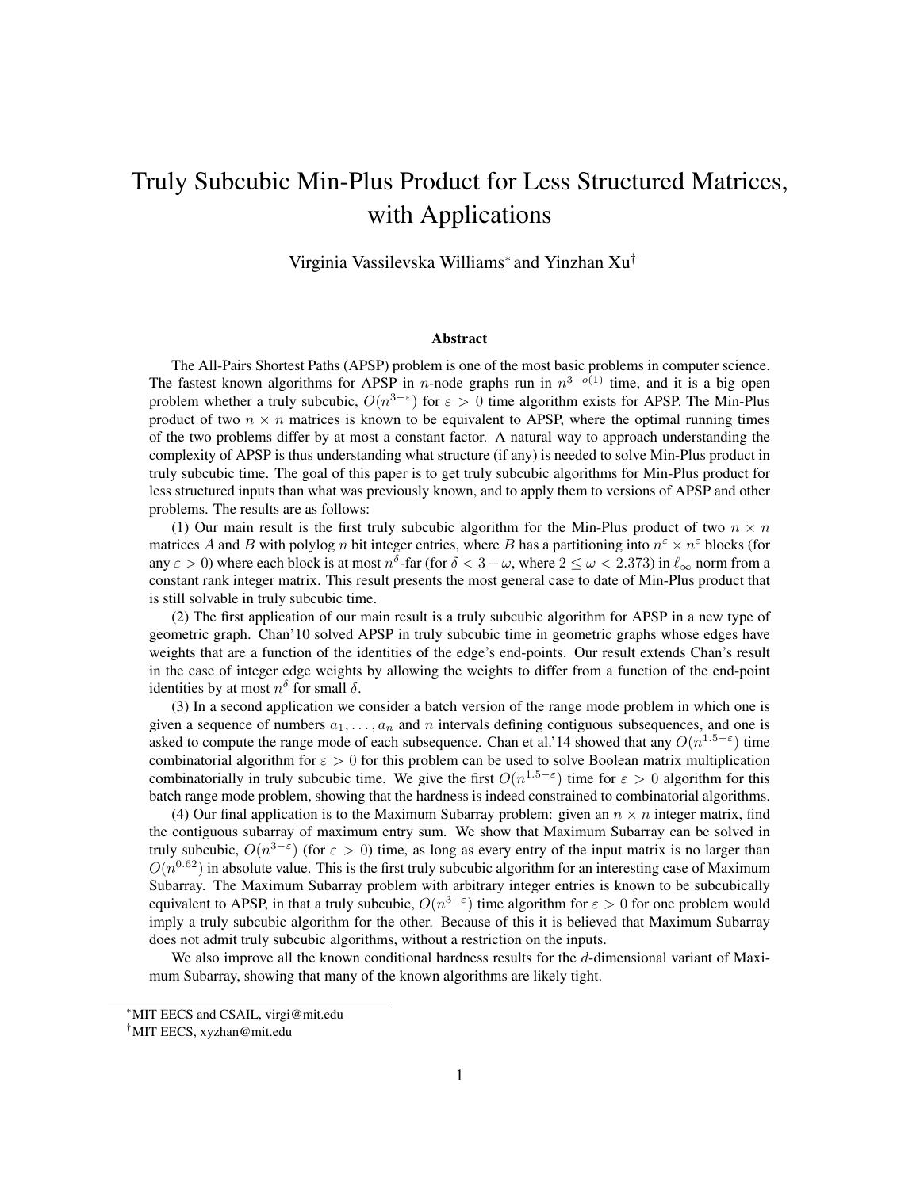# Truly Subcubic Min-Plus Product for Less Structured Matrices, with Applications

Virginia Vassilevska Williams* and Yinzhan Xu†

### Abstract

The All-Pairs Shortest Paths (APSP) problem is one of the most basic problems in computer science. The fastest known algorithms for APSP in $n$-node graphs run in $n^{3-o(1)}$ time, and it is a big open problem whether a truly subcubic, $O(n^{3-\varepsilon})$ for $\varepsilon > 0$ time algorithm exists for APSP. The Min-Plus product of two $n \times n$ matrices is known to be equivalent to APSP, where the optimal running times of the two problems differ by at most a constant factor. A natural way to approach understanding the complexity of APSP is thus understanding what structure (if any) is needed to solve Min-Plus product in truly subcubic time. The goal of this paper is to get truly subcubic algorithms for Min-Plus product for less structured inputs than what was previously known, and to apply them to versions of APSP and other problems. The results are as follows:

(1) Our main result is the first truly subcubic algorithm for the Min-Plus product of two $n \times n$ matrices $A$ and $B$ with polylog $n$ bit integer entries, where $B$ has a partitioning into $n^{\varepsilon} \times n^{\varepsilon}$ blocks (for any $\varepsilon > 0$) where each block is at most $n^{\delta}$-far (for $\delta < 3 - \omega$, where $2 \leq \omega < 2.373$) in $\ell_\infty$ norm from a constant rank integer matrix. This result presents the most general case to date of Min-Plus product that is still solvable in truly subcubic time.

(2) The first application of our main result is a truly subcubic algorithm for APSP in a new type of geometric graph. Chan'10 solved APSP in truly subcubic time in geometric graphs whose edges have weights that are a function of the identities of the edge's end-points. Our result extends Chan's result in the case of integer edge weights by allowing the weights to differ from a function of the end-point identities by at most $n^{\delta}$ for small $\delta$.

(3) In a second application we consider a batch version of the range mode problem in which one is given a sequence of numbers $a_1, \ldots, a_n$ and $n$ intervals defining contiguous subsequences, and one is asked to compute the range mode of each subsequence. Chan et al.'14 showed that any $O(n^{1.5-\varepsilon})$ time combinatorial algorithm for $\varepsilon > 0$ for this problem can be used to solve Boolean matrix multiplication combinatorially in truly subcubic time. We give the first $O(n^{1.5-\varepsilon})$ time for $\varepsilon > 0$ algorithm for this batch range mode problem, showing that the hardness is indeed constrained to combinatorial algorithms.

(4) Our final application is to the Maximum Subarray problem: given an $n \times n$ integer matrix, find the contiguous subarray of maximum entry sum. We show that Maximum Subarray can be solved in truly subcubic, $O(n^{3-\varepsilon})$ (for $\varepsilon > 0$) time, as long as every entry of the input matrix is no larger than $O(n^{0.62})$ in absolute value. This is the first truly subcubic algorithm for an interesting case of Maximum Subarray. The Maximum Subarray problem with arbitrary integer entries is known to be subcubically equivalent to APSP, in that a truly subcubic, $O(n^{3-\varepsilon})$ time algorithm for $\varepsilon > 0$ for one problem would imply a truly subcubic algorithm for the other. Because of this it is believed that Maximum Subarray does not admit truly subcubic algorithms, without a restriction on the inputs.

We also improve all the known conditional hardness results for the $d$-dimensional variant of Maximum Subarray, showing that many of the known algorithms are likely tight.

---

*MIT EECS and CSAIL, virgi@mit.edu

†MIT EECS, xyzhan@mit.edu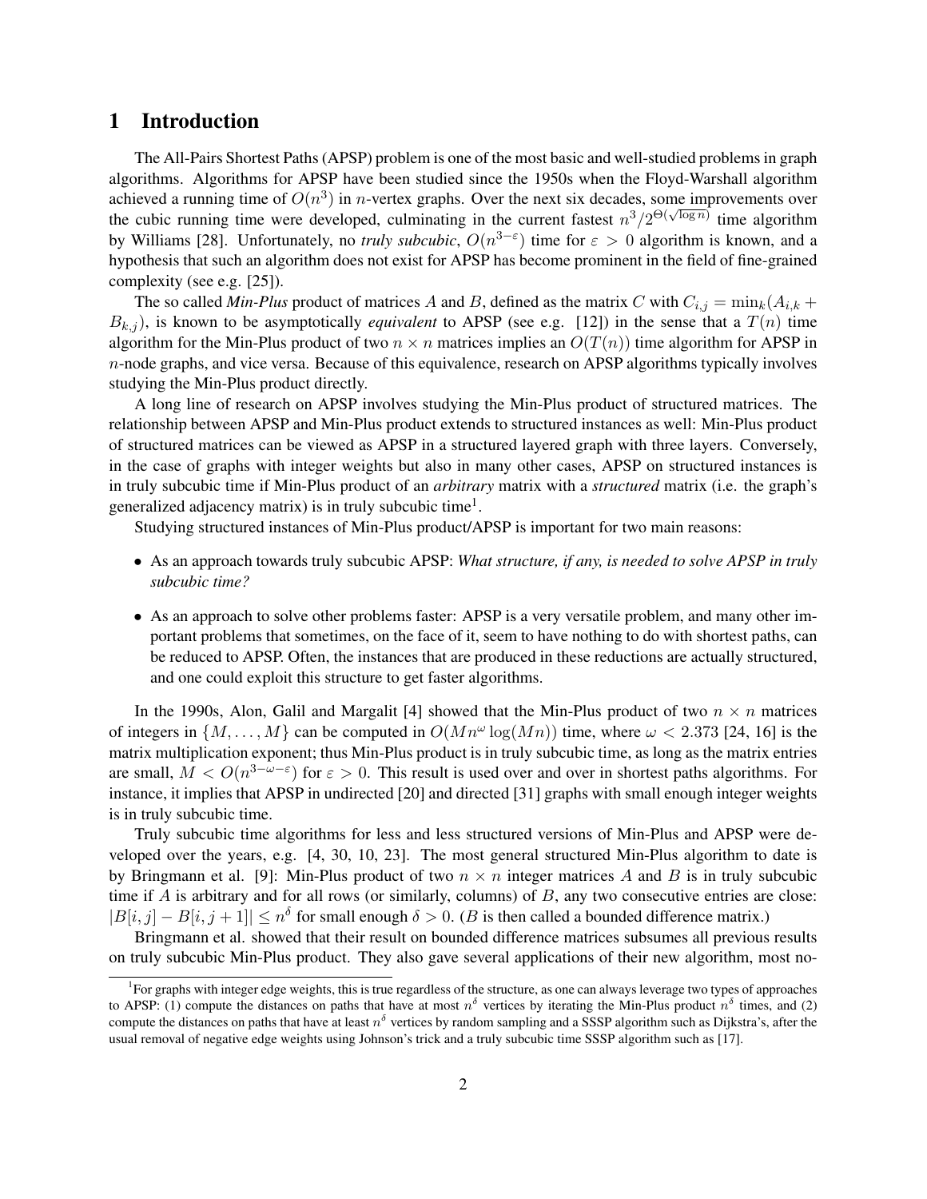# 1 Introduction

The All-Pairs Shortest Paths (APSP) problem is one of the most basic and well-studied problems in graph algorithms. Algorithms for APSP have been studied since the 1950s when the Floyd-Warshall algorithm achieved a running time of $O(n^3)$ in $n$-vertex graphs. Over the next six decades, some improvements over the cubic running time were developed, culminating in the current fastest $n^3/2^{\Theta(\sqrt{\log n})}$ time algorithm by Williams [28]. Unfortunately, no *truly subcubic*, $O(n^{3-\varepsilon})$ time for $\varepsilon > 0$ algorithm is known, and a hypothesis that such an algorithm does not exist for APSP has become prominent in the field of fine-grained complexity (see e.g. [25]).

The so called ***Min-Plus*** product of matrices $A$ and $B$, defined as the matrix $C$ with $C_{i,j} = \min_k(A_{i,k} + B_{k,j})$, is known to be asymptotically *equivalent* to APSP (see e.g. [12]) in the sense that a $T(n)$ time algorithm for the Min-Plus product of two $n \times n$ matrices implies an $O(T(n))$ time algorithm for APSP in $n$-node graphs, and vice versa. Because of this equivalence, research on APSP algorithms typically involves studying the Min-Plus product directly.

A long line of research on APSP involves studying the Min-Plus product of structured matrices. The relationship between APSP and Min-Plus product extends to structured instances as well: Min-Plus product of structured matrices can be viewed as APSP in a structured layered graph with three layers. Conversely, in the case of graphs with integer weights but also in many other cases, APSP on structured instances is in truly subcubic time if Min-Plus product of an *arbitrary* matrix with a *structured* matrix (i.e. the graph's generalized adjacency matrix) is in truly subcubic time[1].

Studying structured instances of Min-Plus product/APSP is important for two main reasons:

- As an approach towards truly subcubic APSP: *What structure, if any, is needed to solve APSP in truly subcubic time?*
- As an approach to solve other problems faster: APSP is a very versatile problem, and many other important problems that sometimes, on the face of it, seem to have nothing to do with shortest paths, can be reduced to APSP. Often, the instances that are produced in these reductions are actually structured, and one could exploit this structure to get faster algorithms.

In the 1990s, Alon, Galil and Margalit [4] showed that the Min-Plus product of two $n \times n$ matrices of integers in $\{M, \ldots, M\}$ can be computed in $O(Mn^{\omega} \log(Mn))$ time, where $\omega < 2.373$ [24, 16] is the matrix multiplication exponent; thus Min-Plus product is in truly subcubic time, as long as the matrix entries are small, $M < O(n^{3-\omega-\varepsilon})$ for $\varepsilon > 0$. This result is used over and over in shortest paths algorithms. For instance, it implies that APSP in undirected [20] and directed [31] graphs with small enough integer weights is in truly subcubic time.

Truly subcubic time algorithms for less and less structured versions of Min-Plus and APSP were developed over the years, e.g. [4, 30, 10, 23]. The most general structured Min-Plus algorithm to date is by Bringmann et al. [9]: Min-Plus product of two $n \times n$ integer matrices $A$ and $B$ is in truly subcubic time if $A$ is arbitrary and for all rows (or similarly, columns) of $B$, any two consecutive entries are close: $|B[i,j] - B[i,j+1]| \leq n^{\delta}$ for small enough $\delta > 0$. ($B$ is then called a bounded difference matrix.)

Bringmann et al. showed that their result on bounded difference matrices subsumes all previous results on truly subcubic Min-Plus product. They also gave several applications of their new algorithm, most no-

[1]For graphs with integer edge weights, this is true regardless of the structure, as one can always leverage two types of approaches to APSP: (1) compute the distances on paths that have at most $n^{\delta}$ vertices by iterating the Min-Plus product $n^{\delta}$ times, and (2) compute the distances on paths that have at least $n^{\delta}$ vertices by random sampling and a SSSP algorithm such as Dijkstra's, after the usual removal of negative edge weights using Johnson's trick and a truly subcubic time SSSP algorithm such as [17].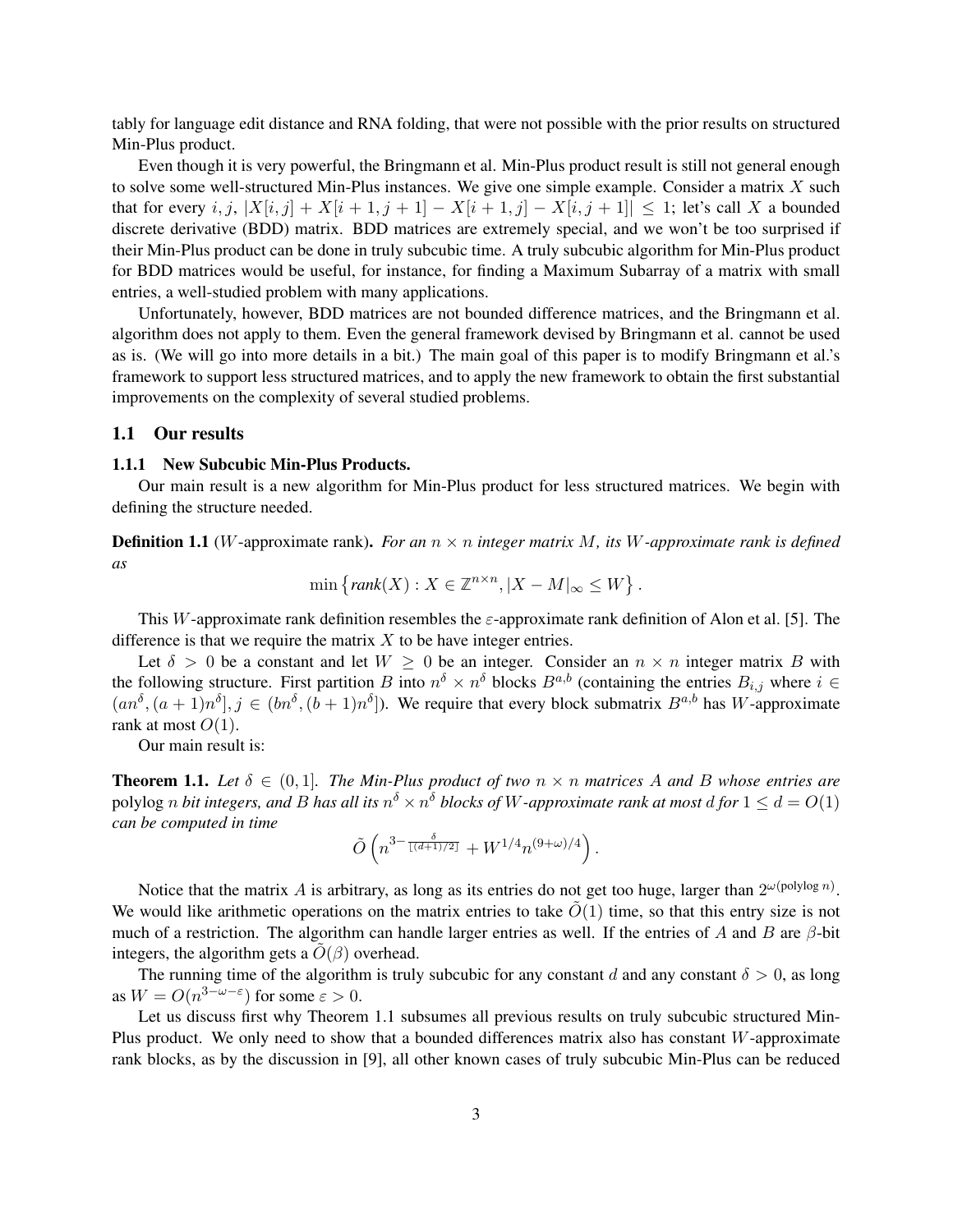tably for language edit distance and RNA folding, that were not possible with the prior results on structured Min-Plus product.

Even though it is very powerful, the Bringmann et al. Min-Plus product result is still not general enough to solve some well-structured Min-Plus instances. We give one simple example. Consider a matrix $X$ such that for every $i, j$, $|X[i,j] + X[i+1, j+1] - X[i+1, j] - X[i, j+1]| \leq 1$; let's call $X$ a bounded discrete derivative (BDD) matrix. BDD matrices are extremely special, and we won't be too surprised if their Min-Plus product can be done in truly subcubic time. A truly subcubic algorithm for Min-Plus product for BDD matrices would be useful, for instance, for finding a Maximum Subarray of a matrix with small entries, a well-studied problem with many applications.

Unfortunately, however, BDD matrices are not bounded difference matrices, and the Bringmann et al. algorithm does not apply to them. Even the general framework devised by Bringmann et al. cannot be used as is. (We will go into more details in a bit.) The main goal of this paper is to modify Bringmann et al.'s framework to support less structured matrices, and to apply the new framework to obtain the first substantial improvements on the complexity of several studied problems.

## 1.1 Our results

### 1.1.1 New Subcubic Min-Plus Products.

Our main result is a new algorithm for Min-Plus product for less structured matrices. We begin with defining the structure needed.

**Definition 1.1** ($W$-approximate rank). *For an $n \times n$ integer matrix $M$, its $W$-approximate rank is defined as*

$$\min \left\{ \mathit{rank}(X) : X \in \mathbb{Z}^{n \times n}, |X - M|_\infty \leq W \right\}.$$

This $W$-approximate rank definition resembles the $\varepsilon$-approximate rank definition of Alon et al. [5]. The difference is that we require the matrix $X$ to be have integer entries.

Let $\delta > 0$ be a constant and let $W \geq 0$ be an integer. Consider an $n \times n$ integer matrix $B$ with the following structure. First partition $B$ into $n^\delta \times n^\delta$ blocks $B^{a,b}$ (containing the entries $B_{i,j}$ where $i \in (an^\delta, (a+1)n^\delta], j \in (bn^\delta, (b+1)n^\delta]$). We require that every block submatrix $B^{a,b}$ has $W$-approximate rank at most $O(1)$.

Our main result is:

**Theorem 1.1.** *Let $\delta \in (0, 1]$. The Min-Plus product of two $n \times n$ matrices $A$ and $B$ whose entries are* $\operatorname{polylog} n$ *bit integers, and $B$ has all its $n^\delta \times n^\delta$ blocks of $W$-approximate rank at most $d$ for $1 \leq d = O(1)$ can be computed in time*

$$\tilde{O}\left(n^{3 - \frac{\delta}{\lfloor (d+1)/2 \rfloor}} + W^{1/4} n^{(9+\omega)/4}\right).$$

Notice that the matrix $A$ is arbitrary, as long as its entries do not get too huge, larger than $2^{\omega(\operatorname{polylog} n)}$. We would like arithmetic operations on the matrix entries to take $\tilde{O}(1)$ time, so that this entry size is not much of a restriction. The algorithm can handle larger entries as well. If the entries of $A$ and $B$ are $\beta$-bit integers, the algorithm gets a $\tilde{O}(\beta)$ overhead.

The running time of the algorithm is truly subcubic for any constant $d$ and any constant $\delta > 0$, as long as $W = O(n^{3-\omega-\varepsilon})$ for some $\varepsilon > 0$.

Let us discuss first why Theorem 1.1 subsumes all previous results on truly subcubic structured Min-Plus product. We only need to show that a bounded differences matrix also has constant $W$-approximate rank blocks, as by the discussion in [9], all other known cases of truly subcubic Min-Plus can be reduced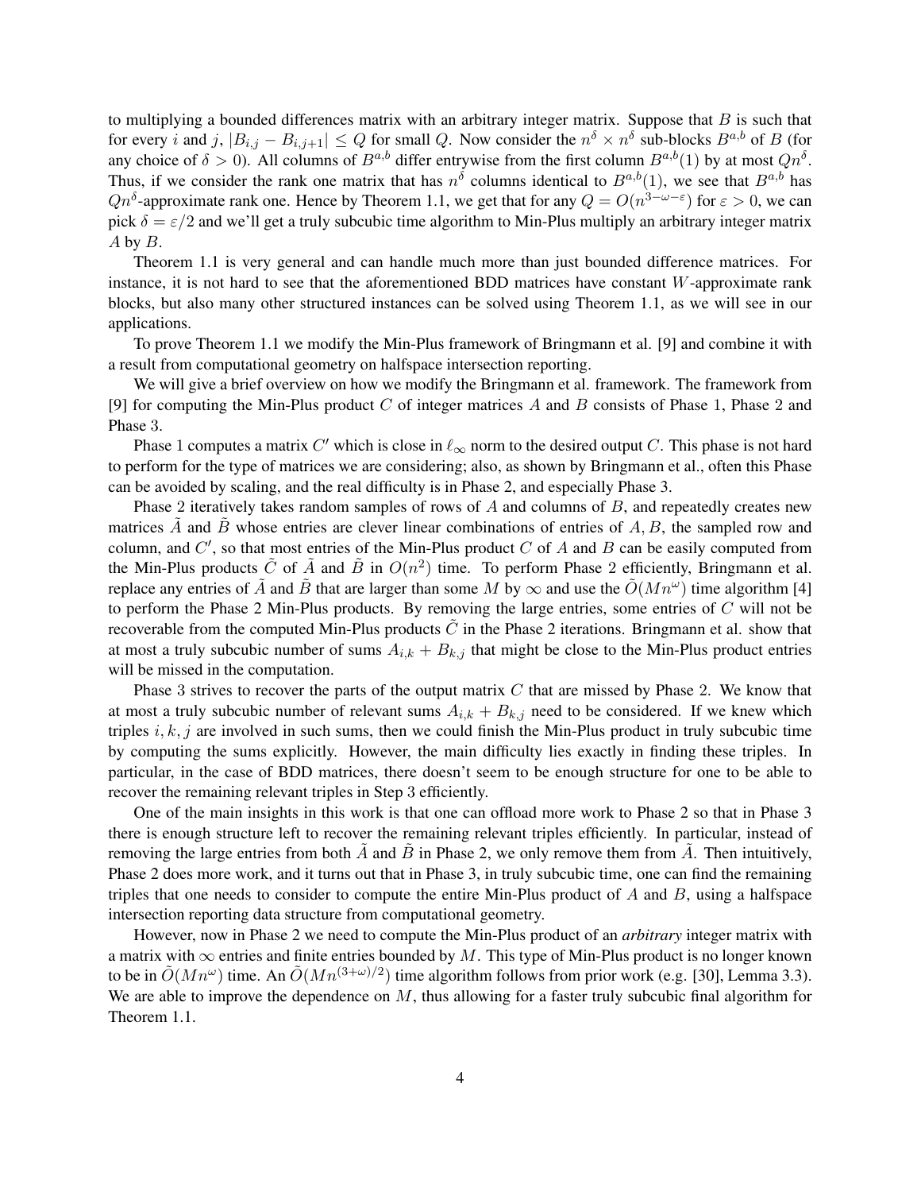to multiplying a bounded differences matrix with an arbitrary integer matrix. Suppose that $B$ is such that for every $i$ and $j$, $|B_{i,j} - B_{i,j+1}| \leq Q$ for small $Q$. Now consider the $n^\delta \times n^\delta$ sub-blocks $B^{a,b}$ of $B$ (for any choice of $\delta > 0$). All columns of $B^{a,b}$ differ entrywise from the first column $B^{a,b}(1)$ by at most $Qn^\delta$. Thus, if we consider the rank one matrix that has $n^\delta$ columns identical to $B^{a,b}(1)$, we see that $B^{a,b}$ has $Qn^\delta$-approximate rank one. Hence by Theorem 1.1, we get that for any $Q = O(n^{3-\omega-\varepsilon})$ for $\varepsilon > 0$, we can pick $\delta = \varepsilon/2$ and we'll get a truly subcubic time algorithm to Min-Plus multiply an arbitrary integer matrix $A$ by $B$.

Theorem 1.1 is very general and can handle much more than just bounded difference matrices. For instance, it is not hard to see that the aforementioned BDD matrices have constant $W$-approximate rank blocks, but also many other structured instances can be solved using Theorem 1.1, as we will see in our applications.

To prove Theorem 1.1 we modify the Min-Plus framework of Bringmann et al. [9] and combine it with a result from computational geometry on halfspace intersection reporting.

We will give a brief overview on how we modify the Bringmann et al. framework. The framework from [9] for computing the Min-Plus product $C$ of integer matrices $A$ and $B$ consists of Phase 1, Phase 2 and Phase 3.

Phase 1 computes a matrix $C'$ which is close in $\ell_\infty$ norm to the desired output $C$. This phase is not hard to perform for the type of matrices we are considering; also, as shown by Bringmann et al., often this Phase can be avoided by scaling, and the real difficulty is in Phase 2, and especially Phase 3.

Phase 2 iteratively takes random samples of rows of $A$ and columns of $B$, and repeatedly creates new matrices $\tilde{A}$ and $\tilde{B}$ whose entries are clever linear combinations of entries of $A, B$, the sampled row and column, and $C'$, so that most entries of the Min-Plus product $C$ of $A$ and $B$ can be easily computed from the Min-Plus products $\tilde{C}$ of $\tilde{A}$ and $\tilde{B}$ in $O(n^2)$ time. To perform Phase 2 efficiently, Bringmann et al. replace any entries of $\tilde{A}$ and $\tilde{B}$ that are larger than some $M$ by $\infty$ and use the $\tilde{O}(Mn^\omega)$ time algorithm [4] to perform the Phase 2 Min-Plus products. By removing the large entries, some entries of $C$ will not be recoverable from the computed Min-Plus products $\tilde{C}$ in the Phase 2 iterations. Bringmann et al. show that at most a truly subcubic number of sums $A_{i,k} + B_{k,j}$ that might be close to the Min-Plus product entries will be missed in the computation.

Phase 3 strives to recover the parts of the output matrix $C$ that are missed by Phase 2. We know that at most a truly subcubic number of relevant sums $A_{i,k} + B_{k,j}$ need to be considered. If we knew which triples $i, k, j$ are involved in such sums, then we could finish the Min-Plus product in truly subcubic time by computing the sums explicitly. However, the main difficulty lies exactly in finding these triples. In particular, in the case of BDD matrices, there doesn't seem to be enough structure for one to be able to recover the remaining relevant triples in Step 3 efficiently.

One of the main insights in this work is that one can offload more work to Phase 2 so that in Phase 3 there is enough structure left to recover the remaining relevant triples efficiently. In particular, instead of removing the large entries from both $\tilde{A}$ and $\tilde{B}$ in Phase 2, we only remove them from $\tilde{A}$. Then intuitively, Phase 2 does more work, and it turns out that in Phase 3, in truly subcubic time, one can find the remaining triples that one needs to consider to compute the entire Min-Plus product of $A$ and $B$, using a halfspace intersection reporting data structure from computational geometry.

However, now in Phase 2 we need to compute the Min-Plus product of an *arbitrary* integer matrix with a matrix with $\infty$ entries and finite entries bounded by $M$. This type of Min-Plus product is no longer known to be in $\tilde{O}(Mn^\omega)$ time. An $\tilde{O}(Mn^{(3+\omega)/2})$ time algorithm follows from prior work (e.g. [30], Lemma 3.3). We are able to improve the dependence on $M$, thus allowing for a faster truly subcubic final algorithm for Theorem 1.1.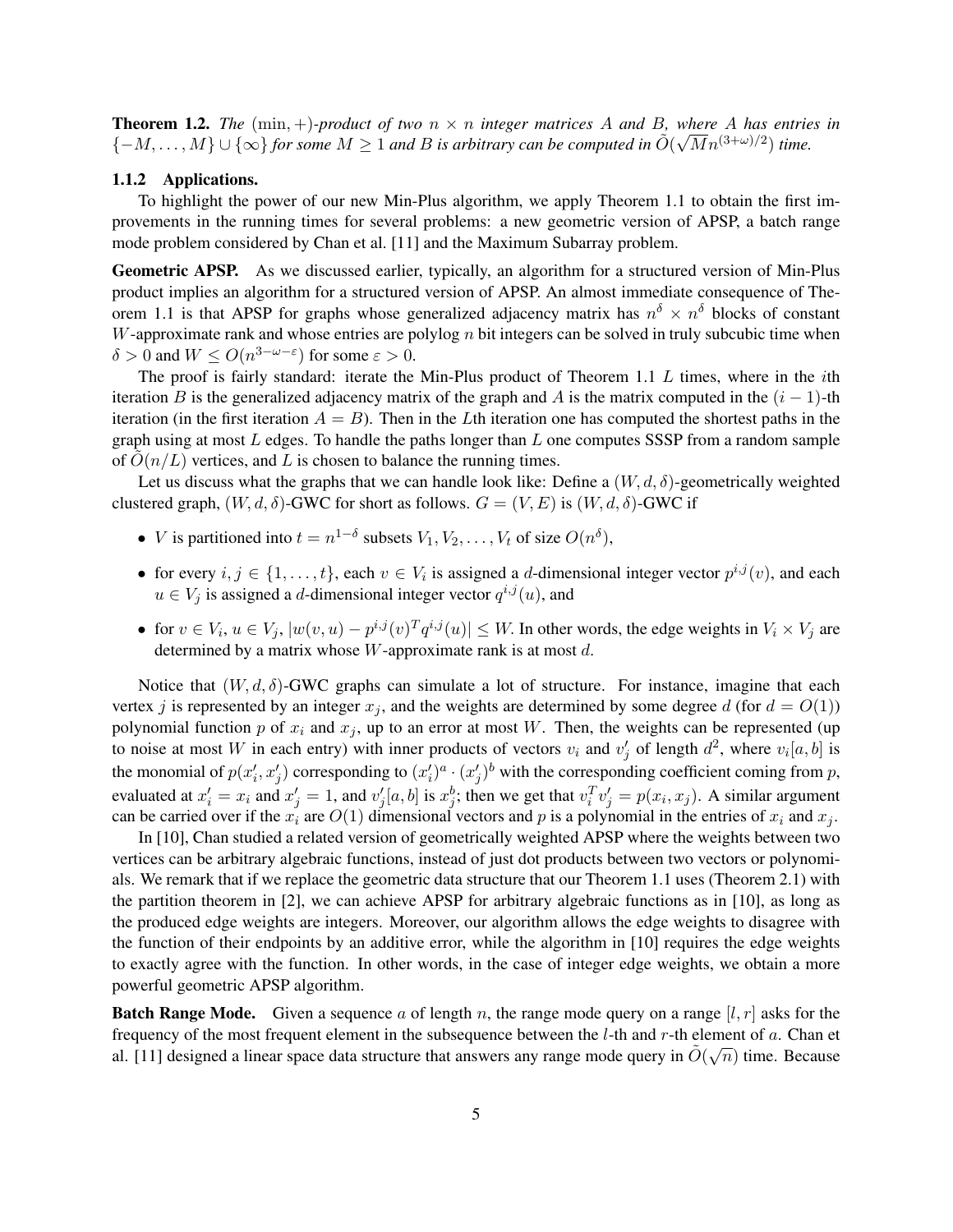**Theorem 1.2.** *The* $(\min, +)$*-product of two* $n \times n$ *integer matrices* $A$ *and* $B$*, where* $A$ *has entries in* $\{-M, \ldots, M\} \cup \{\infty\}$ *for some* $M \geq 1$ *and* $B$ *is arbitrary can be computed in* $\tilde{O}(\sqrt{M} n^{(3+\omega)/2})$ *time.*

### 1.1.2 Applications.

To highlight the power of our new Min-Plus algorithm, we apply Theorem 1.1 to obtain the first improvements in the running times for several problems: a new geometric version of APSP, a batch range mode problem considered by Chan et al. [11] and the Maximum Subarray problem.

**Geometric APSP.** As we discussed earlier, typically, an algorithm for a structured version of Min-Plus product implies an algorithm for a structured version of APSP. An almost immediate consequence of Theorem 1.1 is that APSP for graphs whose generalized adjacency matrix has $n^\delta \times n^\delta$ blocks of constant $W$-approximate rank and whose entries are polylog $n$ bit integers can be solved in truly subcubic time when $\delta > 0$ and $W \leq O(n^{3-\omega-\varepsilon})$ for some $\varepsilon > 0$.

The proof is fairly standard: iterate the Min-Plus product of Theorem 1.1 $L$ times, where in the $i$th iteration $B$ is the generalized adjacency matrix of the graph and $A$ is the matrix computed in the $(i-1)$-th iteration (in the first iteration $A = B$). Then in the $L$th iteration one has computed the shortest paths in the graph using at most $L$ edges. To handle the paths longer than $L$ one computes SSSP from a random sample of $\tilde{O}(n/L)$ vertices, and $L$ is chosen to balance the running times.

Let us discuss what the graphs that we can handle look like: Define a $(W, d, \delta)$-geometrically weighted clustered graph, $(W, d, \delta)$-GWC for short as follows. $G = (V, E)$ is $(W, d, \delta)$-GWC if

- $V$ is partitioned into $t = n^{1-\delta}$ subsets $V_1, V_2, \ldots, V_t$ of size $O(n^\delta)$,
- for every $i, j \in \{1, \ldots, t\}$, each $v \in V_i$ is assigned a $d$-dimensional integer vector $p^{i,j}(v)$, and each $u \in V_j$ is assigned a $d$-dimensional integer vector $q^{i,j}(u)$, and
- for $v \in V_i$, $u \in V_j$, $|w(v, u) - p^{i,j}(v)^T q^{i,j}(u)| \leq W$. In other words, the edge weights in $V_i \times V_j$ are determined by a matrix whose $W$-approximate rank is at most $d$.

Notice that $(W, d, \delta)$-GWC graphs can simulate a lot of structure. For instance, imagine that each vertex $j$ is represented by an integer $x_j$, and the weights are determined by some degree $d$ (for $d = O(1)$) polynomial function $p$ of $x_i$ and $x_j$, up to an error at most $W$. Then, the weights can be represented (up to noise at most $W$ in each entry) with inner products of vectors $v_i$ and $v'_j$ of length $d^2$, where $v_i[a, b]$ is the monomial of $p(x'_i, x'_j)$ corresponding to $(x'_i)^a \cdot (x'_j)^b$ with the corresponding coefficient coming from $p$, evaluated at $x'_i = x_i$ and $x'_j = 1$, and $v'_j[a, b]$ is $x_j^b$; then we get that $v_i^T v'_j = p(x_i, x_j)$. A similar argument can be carried over if the $x_i$ are $O(1)$ dimensional vectors and $p$ is a polynomial in the entries of $x_i$ and $x_j$.

In [10], Chan studied a related version of geometrically weighted APSP where the weights between two vertices can be arbitrary algebraic functions, instead of just dot products between two vectors or polynomials. We remark that if we replace the geometric data structure that our Theorem 1.1 uses (Theorem 2.1) with the partition theorem in [2], we can achieve APSP for arbitrary algebraic functions as in [10], as long as the produced edge weights are integers. Moreover, our algorithm allows the edge weights to disagree with the function of their endpoints by an additive error, while the algorithm in [10] requires the edge weights to exactly agree with the function. In other words, in the case of integer edge weights, we obtain a more powerful geometric APSP algorithm.

**Batch Range Mode.** Given a sequence $a$ of length $n$, the range mode query on a range $[l, r]$ asks for the frequency of the most frequent element in the subsequence between the $l$-th and $r$-th element of $a$. Chan et al. [11] designed a linear space data structure that answers any range mode query in $\tilde{O}(\sqrt{n})$ time. Because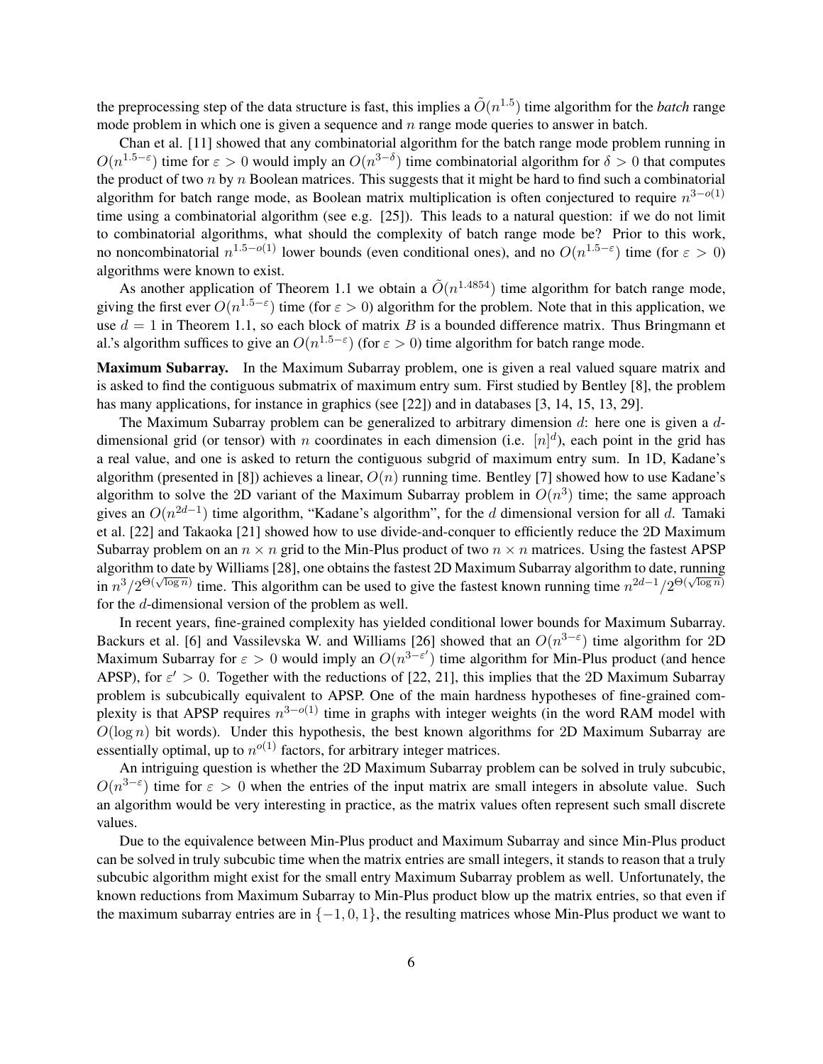the preprocessing step of the data structure is fast, this implies a $\tilde{O}(n^{1.5})$ time algorithm for the *batch* range mode problem in which one is given a sequence and $n$ range mode queries to answer in batch.

Chan et al. [11] showed that any combinatorial algorithm for the batch range mode problem running in $O(n^{1.5-\varepsilon})$ time for $\varepsilon > 0$ would imply an $O(n^{3-\delta})$ time combinatorial algorithm for $\delta > 0$ that computes the product of two $n$ by $n$ Boolean matrices. This suggests that it might be hard to find such a combinatorial algorithm for batch range mode, as Boolean matrix multiplication is often conjectured to require $n^{3-o(1)}$ time using a combinatorial algorithm (see e.g. [25]). This leads to a natural question: if we do not limit to combinatorial algorithms, what should the complexity of batch range mode be? Prior to this work, no noncombinatorial $n^{1.5-o(1)}$ lower bounds (even conditional ones), and no $O(n^{1.5-\varepsilon})$ time (for $\varepsilon > 0$) algorithms were known to exist.

As another application of Theorem 1.1 we obtain a $\tilde{O}(n^{1.4854})$ time algorithm for batch range mode, giving the first ever $O(n^{1.5-\varepsilon})$ time (for $\varepsilon > 0$) algorithm for the problem. Note that in this application, we use $d = 1$ in Theorem 1.1, so each block of matrix $B$ is a bounded difference matrix. Thus Bringmann et al.'s algorithm suffices to give an $O(n^{1.5-\varepsilon})$ (for $\varepsilon > 0$) time algorithm for batch range mode.

**Maximum Subarray.** In the Maximum Subarray problem, one is given a real valued square matrix and is asked to find the contiguous submatrix of maximum entry sum. First studied by Bentley [8], the problem has many applications, for instance in graphics (see [22]) and in databases [3, 14, 15, 13, 29].

The Maximum Subarray problem can be generalized to arbitrary dimension $d$: here one is given a $d$-dimensional grid (or tensor) with $n$ coordinates in each dimension (i.e. $[n]^d$), each point in the grid has a real value, and one is asked to return the contiguous subgrid of maximum entry sum. In 1D, Kadane's algorithm (presented in [8]) achieves a linear, $O(n)$ running time. Bentley [7] showed how to use Kadane's algorithm to solve the 2D variant of the Maximum Subarray problem in $O(n^3)$ time; the same approach gives an $O(n^{2d-1})$ time algorithm, "Kadane's algorithm", for the $d$ dimensional version for all $d$. Tamaki et al. [22] and Takaoka [21] showed how to use divide-and-conquer to efficiently reduce the 2D Maximum Subarray problem on an $n \times n$ grid to the Min-Plus product of two $n \times n$ matrices. Using the fastest APSP algorithm to date by Williams [28], one obtains the fastest 2D Maximum Subarray algorithm to date, running in $n^3/2^{\Theta(\sqrt{\log n})}$ time. This algorithm can be used to give the fastest known running time $n^{2d-1}/2^{\Theta(\sqrt{\log n})}$ for the $d$-dimensional version of the problem as well.

In recent years, fine-grained complexity has yielded conditional lower bounds for Maximum Subarray. Backurs et al. [6] and Vassilevska W. and Williams [26] showed that an $O(n^{3-\varepsilon})$ time algorithm for 2D Maximum Subarray for $\varepsilon > 0$ would imply an $O(n^{3-\varepsilon'})$ time algorithm for Min-Plus product (and hence APSP), for $\varepsilon' > 0$. Together with the reductions of [22, 21], this implies that the 2D Maximum Subarray problem is subcubically equivalent to APSP. One of the main hardness hypotheses of fine-grained complexity is that APSP requires $n^{3-o(1)}$ time in graphs with integer weights (in the word RAM model with $O(\log n)$ bit words). Under this hypothesis, the best known algorithms for 2D Maximum Subarray are essentially optimal, up to $n^{o(1)}$ factors, for arbitrary integer matrices.

An intriguing question is whether the 2D Maximum Subarray problem can be solved in truly subcubic, $O(n^{3-\varepsilon})$ time for $\varepsilon > 0$ when the entries of the input matrix are small integers in absolute value. Such an algorithm would be very interesting in practice, as the matrix values often represent such small discrete values.

Due to the equivalence between Min-Plus product and Maximum Subarray and since Min-Plus product can be solved in truly subcubic time when the matrix entries are small integers, it stands to reason that a truly subcubic algorithm might exist for the small entry Maximum Subarray problem as well. Unfortunately, the known reductions from Maximum Subarray to Min-Plus product blow up the matrix entries, so that even if the maximum subarray entries are in $\{-1, 0, 1\}$, the resulting matrices whose Min-Plus product we want to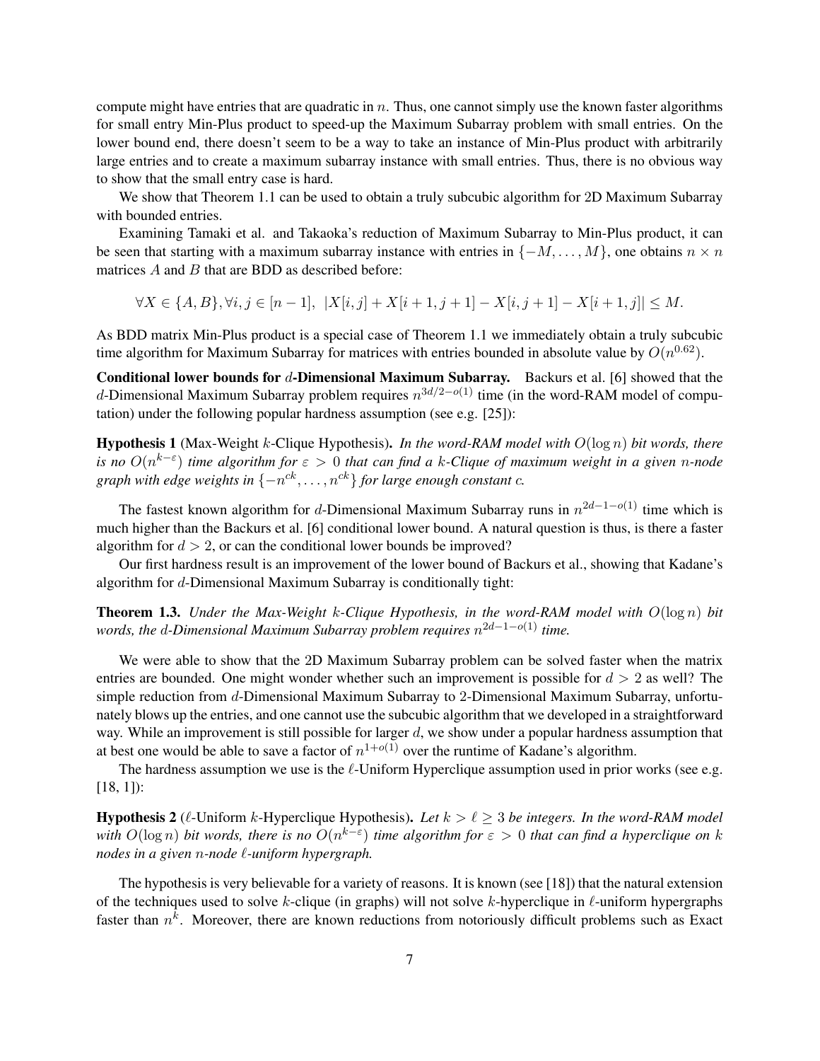compute might have entries that are quadratic in $n$. Thus, one cannot simply use the known faster algorithms for small entry Min-Plus product to speed-up the Maximum Subarray problem with small entries. On the lower bound end, there doesn't seem to be a way to take an instance of Min-Plus product with arbitrarily large entries and to create a maximum subarray instance with small entries. Thus, there is no obvious way to show that the small entry case is hard.

We show that Theorem 1.1 can be used to obtain a truly subcubic algorithm for 2D Maximum Subarray with bounded entries.

Examining Tamaki et al. and Takaoka's reduction of Maximum Subarray to Min-Plus product, it can be seen that starting with a maximum subarray instance with entries in $\{-M, \ldots, M\}$, one obtains $n \times n$ matrices $A$ and $B$ that are BDD as described before:

$$\forall X \in \{A, B\}, \forall i, j \in [n-1],\ |X[i,j] + X[i+1, j+1] - X[i, j+1] - X[i+1, j]| \leq M.$$

As BDD matrix Min-Plus product is a special case of Theorem 1.1 we immediately obtain a truly subcubic time algorithm for Maximum Subarray for matrices with entries bounded in absolute value by $O(n^{0.62})$.

**Conditional lower bounds for $d$-Dimensional Maximum Subarray.** Backurs et al. [6] showed that the $d$-Dimensional Maximum Subarray problem requires $n^{3d/2-o(1)}$ time (in the word-RAM model of computation) under the following popular hardness assumption (see e.g. [25]):

**Hypothesis 1** (Max-Weight $k$-Clique Hypothesis)**.** *In the word-RAM model with $O(\log n)$ bit words, there is no $O(n^{k-\varepsilon})$ time algorithm for $\varepsilon > 0$ that can find a $k$-Clique of maximum weight in a given $n$-node graph with edge weights in $\{-n^{ck}, \ldots, n^{ck}\}$ for large enough constant $c$.*

The fastest known algorithm for $d$-Dimensional Maximum Subarray runs in $n^{2d-1-o(1)}$ time which is much higher than the Backurs et al. [6] conditional lower bound. A natural question is thus, is there a faster algorithm for $d > 2$, or can the conditional lower bounds be improved?

Our first hardness result is an improvement of the lower bound of Backurs et al., showing that Kadane's algorithm for $d$-Dimensional Maximum Subarray is conditionally tight:

**Theorem 1.3.** *Under the Max-Weight $k$-Clique Hypothesis, in the word-RAM model with $O(\log n)$ bit words, the $d$-Dimensional Maximum Subarray problem requires $n^{2d-1-o(1)}$ time.*

We were able to show that the 2D Maximum Subarray problem can be solved faster when the matrix entries are bounded. One might wonder whether such an improvement is possible for $d > 2$ as well? The simple reduction from $d$-Dimensional Maximum Subarray to 2-Dimensional Maximum Subarray, unfortunately blows up the entries, and one cannot use the subcubic algorithm that we developed in a straightforward way. While an improvement is still possible for larger $d$, we show under a popular hardness assumption that at best one would be able to save a factor of $n^{1+o(1)}$ over the runtime of Kadane's algorithm.

The hardness assumption we use is the $\ell$-Uniform Hyperclique assumption used in prior works (see e.g. [18, 1]):

**Hypothesis 2** ($\ell$-Uniform $k$-Hyperclique Hypothesis)**.** *Let $k > \ell \geq 3$ be integers. In the word-RAM model with $O(\log n)$ bit words, there is no $O(n^{k-\varepsilon})$ time algorithm for $\varepsilon > 0$ that can find a hyperclique on $k$ nodes in a given $n$-node $\ell$-uniform hypergraph.*

The hypothesis is very believable for a variety of reasons. It is known (see [18]) that the natural extension of the techniques used to solve $k$-clique (in graphs) will not solve $k$-hyperclique in $\ell$-uniform hypergraphs faster than $n^k$. Moreover, there are known reductions from notoriously difficult problems such as Exact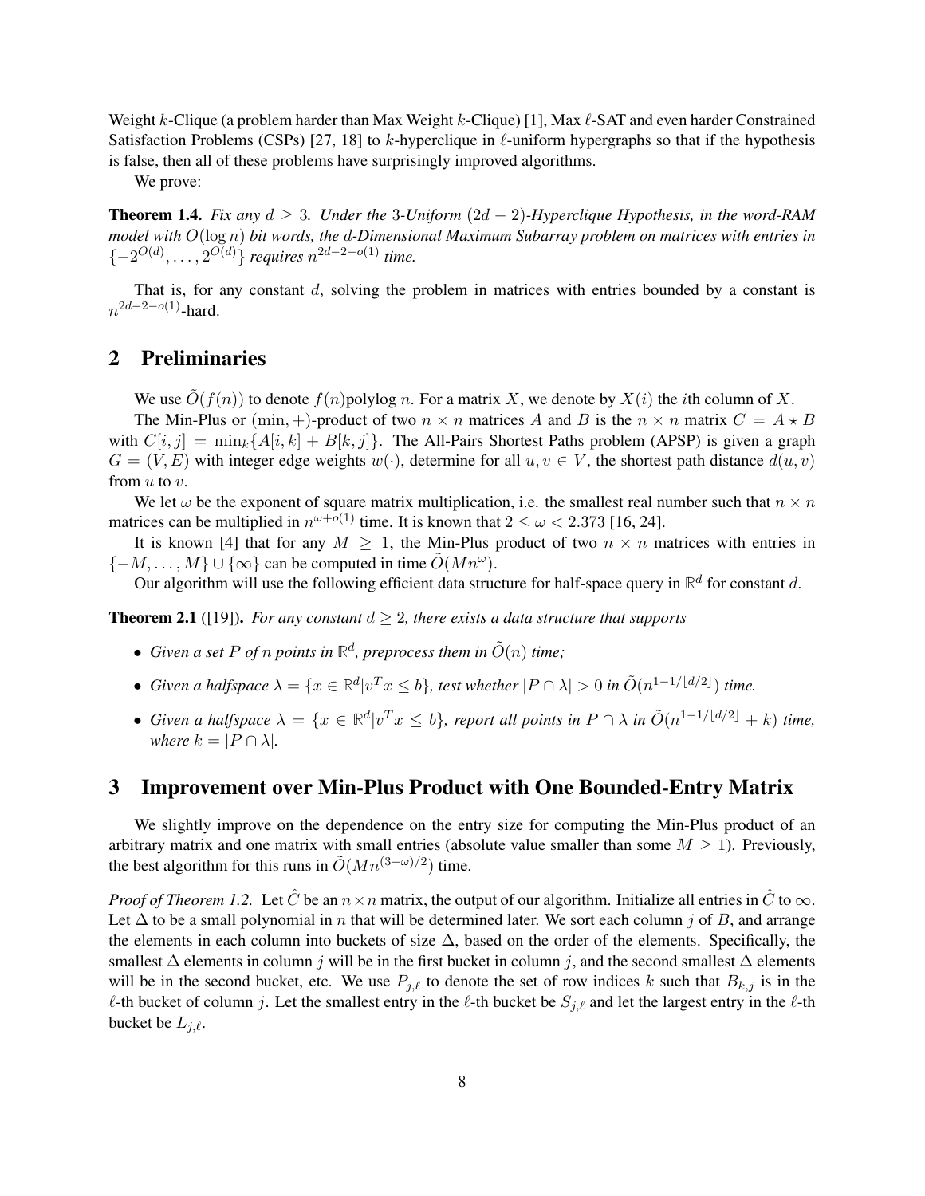Weight $k$-Clique (a problem harder than Max Weight $k$-Clique) [1], Max $\ell$-SAT and even harder Constrained Satisfaction Problems (CSPs) [27, 18] to $k$-hyperclique in $\ell$-uniform hypergraphs so that if the hypothesis is false, then all of these problems have surprisingly improved algorithms.

We prove:

**Theorem 1.4.** *Fix any $d \geq 3$. Under the 3-Uniform $(2d-2)$-Hyperclique Hypothesis, in the word-RAM model with $O(\log n)$ bit words, the $d$-Dimensional Maximum Subarray problem on matrices with entries in $\{-2^{O(d)}, \ldots, 2^{O(d)}\}$ requires $n^{2d-2-o(1)}$ time.*

That is, for any constant $d$, solving the problem in matrices with entries bounded by a constant is $n^{2d-2-o(1)}$-hard.

## 2 Preliminaries

We use $\tilde{O}(f(n))$ to denote $f(n)$polylog $n$. For a matrix $X$, we denote by $X(i)$ the $i$th column of $X$.

The Min-Plus or $(\min, +)$-product of two $n \times n$ matrices $A$ and $B$ is the $n \times n$ matrix $C = A \star B$ with $C[i,j] = \min_k\{A[i,k] + B[k,j]\}$. The All-Pairs Shortest Paths problem (APSP) is given a graph $G = (V, E)$ with integer edge weights $w(\cdot)$, determine for all $u, v \in V$, the shortest path distance $d(u, v)$ from $u$ to $v$.

We let $\omega$ be the exponent of square matrix multiplication, i.e. the smallest real number such that $n \times n$ matrices can be multiplied in $n^{\omega+o(1)}$ time. It is known that $2 \leq \omega < 2.373$ [16, 24].

It is known [4] that for any $M \geq 1$, the Min-Plus product of two $n \times n$ matrices with entries in $\{-M, \ldots, M\} \cup \{\infty\}$ can be computed in time $\tilde{O}(Mn^\omega)$.

Our algorithm will use the following efficient data structure for half-space query in $\mathbb{R}^d$ for constant $d$.

**Theorem 2.1** ([19])**.** *For any constant $d \geq 2$, there exists a data structure that supports*

- *Given a set $P$ of $n$ points in $\mathbb{R}^d$, preprocess them in $\tilde{O}(n)$ time;*
- *Given a halfspace $\lambda = \{x \in \mathbb{R}^d | v^T x \leq b\}$, test whether $|P \cap \lambda| > 0$ in $\tilde{O}(n^{1-1/\lfloor d/2 \rfloor})$ time.*
- *Given a halfspace $\lambda = \{x \in \mathbb{R}^d | v^T x \leq b\}$, report all points in $P \cap \lambda$ in $\tilde{O}(n^{1-1/\lfloor d/2 \rfloor} + k)$ time, where $k = |P \cap \lambda|$.*

## 3 Improvement over Min-Plus Product with One Bounded-Entry Matrix

We slightly improve on the dependence on the entry size for computing the Min-Plus product of an arbitrary matrix and one matrix with small entries (absolute value smaller than some $M \geq 1$). Previously, the best algorithm for this runs in $\tilde{O}(Mn^{(3+\omega)/2})$ time.

*Proof of Theorem 1.2.* Let $\hat{C}$ be an $n \times n$ matrix, the output of our algorithm. Initialize all entries in $\hat{C}$ to $\infty$. Let $\Delta$ to be a small polynomial in $n$ that will be determined later. We sort each column $j$ of $B$, and arrange the elements in each column into buckets of size $\Delta$, based on the order of the elements. Specifically, the smallest $\Delta$ elements in column $j$ will be in the first bucket in column $j$, and the second smallest $\Delta$ elements will be in the second bucket, etc. We use $P_{j,\ell}$ to denote the set of row indices $k$ such that $B_{k,j}$ is in the $\ell$-th bucket of column $j$. Let the smallest entry in the $\ell$-th bucket be $S_{j,\ell}$ and let the largest entry in the $\ell$-th bucket be $L_{j,\ell}$.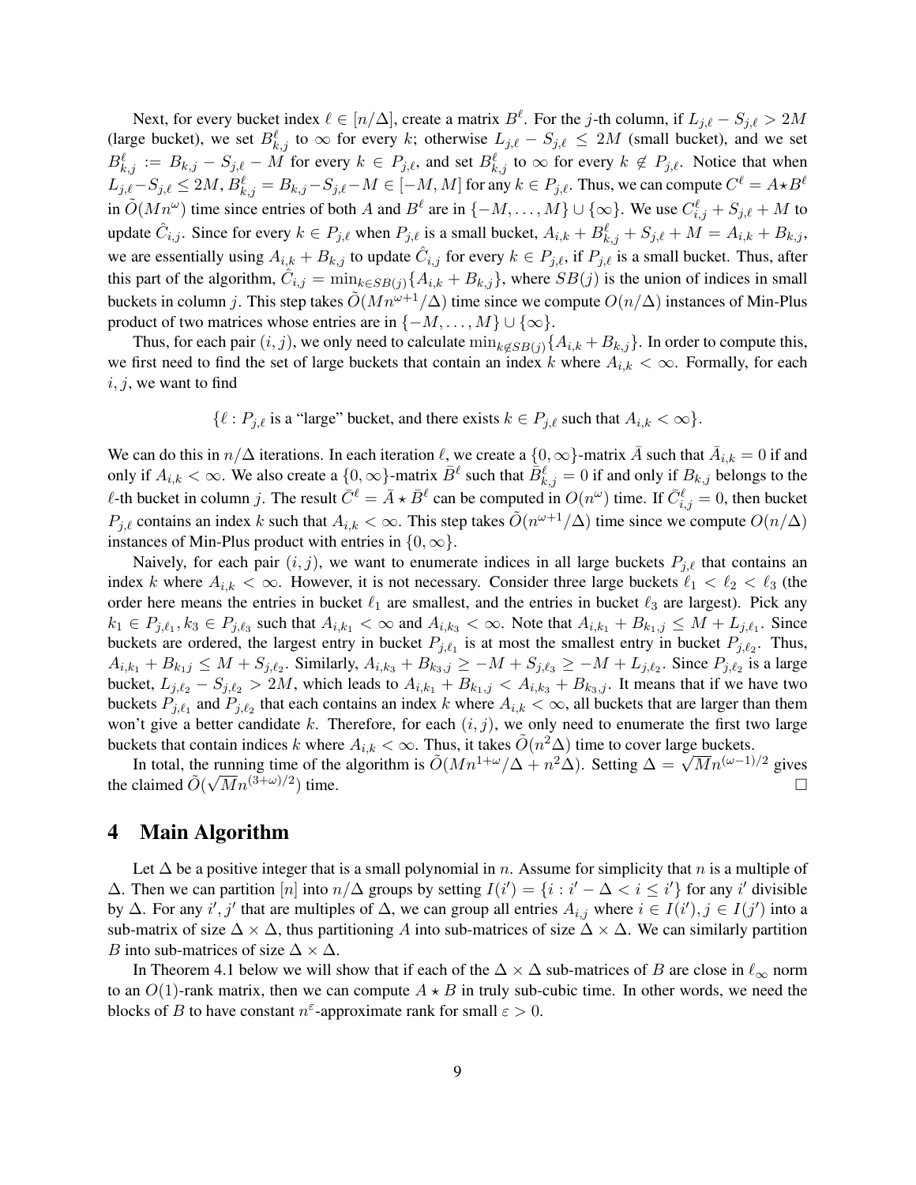Next, for every bucket index $\ell \in [n/\Delta]$, create a matrix $B^\ell$. For the $j$-th column, if $L_{j,\ell} - S_{j,\ell} > 2M$ (large bucket), we set $B^\ell_{k,j}$ to $\infty$ for every $k$; otherwise $L_{j,\ell} - S_{j,\ell} \le 2M$ (small bucket), and we set $B^\ell_{k,j} := B_{k,j} - S_{j,\ell} - M$ for every $k \in P_{j,\ell}$, and set $B^\ell_{k,j}$ to $\infty$ for every $k \notin P_{j,\ell}$. Notice that when $L_{j,\ell} - S_{j,\ell} \le 2M$, $B^\ell_{k,j} = B_{k,j} - S_{j,\ell} - M \in [-M, M]$ for any $k \in P_{j,\ell}$. Thus, we can compute $C^\ell = A \star B^\ell$ in $\tilde{O}(Mn^\omega)$ time since entries of both $A$ and $B^\ell$ are in $\{-M, \ldots, M\} \cup \{\infty\}$. We use $C^\ell_{i,j} + S_{j,\ell} + M$ to update $\hat{C}_{i,j}$. Since for every $k \in P_{j,\ell}$ when $P_{j,\ell}$ is a small bucket, $A_{i,k} + B^\ell_{k,j} + S_{j,\ell} + M = A_{i,k} + B_{k,j}$, we are essentially using $A_{i,k} + B_{k,j}$ to update $\hat{C}_{i,j}$ for every $k \in P_{j,\ell}$, if $P_{j,\ell}$ is a small bucket. Thus, after this part of the algorithm, $\hat{C}_{i,j} = \min_{k \in SB(j)}\{A_{i,k} + B_{k,j}\}$, where $SB(j)$ is the union of indices in small buckets in column $j$. This step takes $\tilde{O}(Mn^{\omega+1}/\Delta)$ time since we compute $O(n/\Delta)$ instances of Min-Plus product of two matrices whose entries are in $\{-M, \ldots, M\} \cup \{\infty\}$.

Thus, for each pair $(i, j)$, we only need to calculate $\min_{k \notin SB(j)}\{A_{i,k} + B_{k,j}\}$. In order to compute this, we first need to find the set of large buckets that contain an index $k$ where $A_{i,k} < \infty$. Formally, for each $i, j$, we want to find

$$\{\ell : P_{j,\ell} \text{ is a "large" bucket, and there exists } k \in P_{j,\ell} \text{ such that } A_{i,k} < \infty\}.$$

We can do this in $n/\Delta$ iterations. In each iteration $\ell$, we create a $\{0, \infty\}$-matrix $\bar{A}$ such that $\bar{A}_{i,k} = 0$ if and only if $A_{i,k} < \infty$. We also create a $\{0, \infty\}$-matrix $\bar{B}^\ell$ such that $\bar{B}^\ell_{k,j} = 0$ if and only if $B_{k,j}$ belongs to the $\ell$-th bucket in column $j$. The result $\bar{C}^\ell = \bar{A} \star \bar{B}^\ell$ can be computed in $O(n^\omega)$ time. If $\bar{C}^\ell_{i,j} = 0$, then bucket $P_{j,\ell}$ contains an index $k$ such that $A_{i,k} < \infty$. This step takes $\tilde{O}(n^{\omega+1}/\Delta)$ time since we compute $O(n/\Delta)$ instances of Min-Plus product with entries in $\{0, \infty\}$.

Naively, for each pair $(i, j)$, we want to enumerate indices in all large buckets $P_{j,\ell}$ that contains an index $k$ where $A_{i,k} < \infty$. However, it is not necessary. Consider three large buckets $\ell_1 < \ell_2 < \ell_3$ (the order here means the entries in bucket $\ell_1$ are smallest, and the entries in bucket $\ell_3$ are largest). Pick any $k_1 \in P_{j,\ell_1}, k_3 \in P_{j,\ell_3}$ such that $A_{i,k_1} < \infty$ and $A_{i,k_3} < \infty$. Note that $A_{i,k_1} + B_{k_1,j} \le M + L_{j,\ell_1}$. Since buckets are ordered, the largest entry in bucket $P_{j,\ell_1}$ is at most the smallest entry in bucket $P_{j,\ell_2}$. Thus, $A_{i,k_1} + B_{k_1 j} \le M + S_{j,\ell_2}$. Similarly, $A_{i,k_3} + B_{k_3,j} \ge -M + S_{j,\ell_3} \ge -M + L_{j,\ell_2}$. Since $P_{j,\ell_2}$ is a large bucket, $L_{j,\ell_2} - S_{j,\ell_2} > 2M$, which leads to $A_{i,k_1} + B_{k_1,j} < A_{i,k_3} + B_{k_3,j}$. It means that if we have two buckets $P_{j,\ell_1}$ and $P_{j,\ell_2}$ that each contains an index $k$ where $A_{i,k} < \infty$, all buckets that are larger than them won't give a better candidate $k$. Therefore, for each $(i, j)$, we only need to enumerate the first two large buckets that contain indices $k$ where $A_{i,k} < \infty$. Thus, it takes $\tilde{O}(n^2\Delta)$ time to cover large buckets.

In total, the running time of the algorithm is $\tilde{O}(Mn^{1+\omega}/\Delta + n^2\Delta)$. Setting $\Delta = \sqrt{M}n^{(\omega-1)/2}$ gives the claimed $\tilde{O}(\sqrt{M}n^{(3+\omega)/2})$ time. □

# 4 Main Algorithm

Let $\Delta$ be a positive integer that is a small polynomial in $n$. Assume for simplicity that $n$ is a multiple of $\Delta$. Then we can partition $[n]$ into $n/\Delta$ groups by setting $I(i') = \{i : i' - \Delta < i \le i'\}$ for any $i'$ divisible by $\Delta$. For any $i', j'$ that are multiples of $\Delta$, we can group all entries $A_{i,j}$ where $i \in I(i'), j \in I(j')$ into a sub-matrix of size $\Delta \times \Delta$, thus partitioning $A$ into sub-matrices of size $\Delta \times \Delta$. We can similarly partition $B$ into sub-matrices of size $\Delta \times \Delta$.

In Theorem 4.1 below we will show that if each of the $\Delta \times \Delta$ sub-matrices of $B$ are close in $\ell_\infty$ norm to an $O(1)$-rank matrix, then we can compute $A \star B$ in truly sub-cubic time. In other words, we need the blocks of $B$ to have constant $n^\varepsilon$-approximate rank for small $\varepsilon > 0$.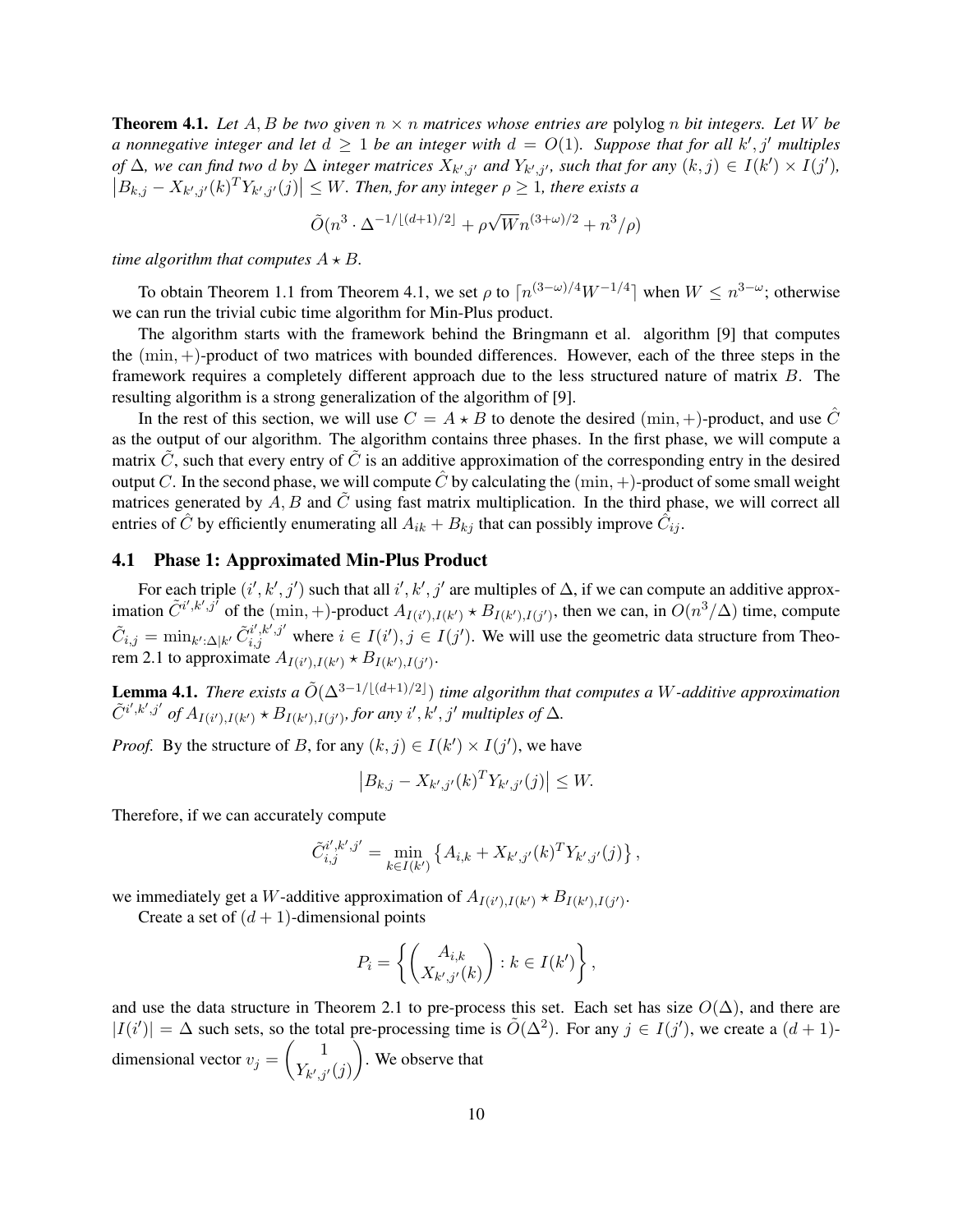**Theorem 4.1.** *Let $A, B$ be two given $n \times n$ matrices whose entries are* polylog $n$ *bit integers. Let $W$ be a nonnegative integer and let $d \geq 1$ be an integer with $d = O(1)$. Suppose that for all $k', j'$ multiples of $\Delta$, we can find two $d$ by $\Delta$ integer matrices $X_{k',j'}$ and $Y_{k',j'}$, such that for any $(k, j) \in I(k') \times I(j')$, $\left|B_{k,j} - X_{k',j'}(k)^T Y_{k',j'}(j)\right| \leq W$. Then, for any integer $\rho \geq 1$, there exists a*

$$\tilde{O}(n^3 \cdot \Delta^{-1/\lfloor (d+1)/2 \rfloor} + \rho\sqrt{W} n^{(3+\omega)/2} + n^3/\rho)$$

*time algorithm that computes $A \star B$.*

To obtain Theorem 1.1 from Theorem 4.1, we set $\rho$ to $\lceil n^{(3-\omega)/4} W^{-1/4} \rceil$ when $W \leq n^{3-\omega}$; otherwise we can run the trivial cubic time algorithm for Min-Plus product.

The algorithm starts with the framework behind the Bringmann et al. algorithm [9] that computes the $(\min, +)$-product of two matrices with bounded differences. However, each of the three steps in the framework requires a completely different approach due to the less structured nature of matrix $B$. The resulting algorithm is a strong generalization of the algorithm of [9].

In the rest of this section, we will use $C = A \star B$ to denote the desired $(\min, +)$-product, and use $\hat{C}$ as the output of our algorithm. The algorithm contains three phases. In the first phase, we will compute a matrix $\tilde{C}$, such that every entry of $\tilde{C}$ is an additive approximation of the corresponding entry in the desired output $C$. In the second phase, we will compute $\hat{C}$ by calculating the $(\min, +)$-product of some small weight matrices generated by $A, B$ and $\tilde{C}$ using fast matrix multiplication. In the third phase, we will correct all entries of $\hat{C}$ by efficiently enumerating all $A_{ik} + B_{kj}$ that can possibly improve $\hat{C}_{ij}$.

## 4.1 Phase 1: Approximated Min-Plus Product

For each triple $(i', k', j')$ such that all $i', k', j'$ are multiples of $\Delta$, if we can compute an additive approximation $\tilde{C}^{i',k',j'}$ of the $(\min, +)$-product $A_{I(i'),I(k')} \star B_{I(k'),I(j')}$, then we can, in $O(n^3/\Delta)$ time, compute $\tilde{C}_{i,j} = \min_{k':\Delta | k'} \tilde{C}^{i',k',j'}_{i,j}$ where $i \in I(i'), j \in I(j')$. We will use the geometric data structure from Theorem 2.1 to approximate $A_{I(i'),I(k')} \star B_{I(k'),I(j')}$.

**Lemma 4.1.** *There exists a $\tilde{O}(\Delta^{3-1/\lfloor (d+1)/2 \rfloor})$ time algorithm that computes a $W$-additive approximation $\tilde{C}^{i',k',j'}$ of $A_{I(i'),I(k')} \star B_{I(k'),I(j')}$, for any $i', k', j'$ multiples of $\Delta$.*

*Proof.* By the structure of $B$, for any $(k, j) \in I(k') \times I(j')$, we have

$$\left|B_{k,j} - X_{k',j'}(k)^T Y_{k',j'}(j)\right| \leq W.$$

Therefore, if we can accurately compute

$$\tilde{C}^{i',k',j'}_{i,j} = \min_{k \in I(k')} \left\{A_{i,k} + X_{k',j'}(k)^T Y_{k',j'}(j)\right\},$$

we immediately get a $W$-additive approximation of $A_{I(i'),I(k')} \star B_{I(k'),I(j')}$.

Create a set of $(d+1)$-dimensional points

$$P_i = \left\{ \begin{pmatrix} A_{i,k} \\ X_{k',j'}(k) \end{pmatrix} : k \in I(k') \right\},$$

and use the data structure in Theorem 2.1 to pre-process this set. Each set has size $O(\Delta)$, and there are $|I(i')| = \Delta$ such sets, so the total pre-processing time is $\tilde{O}(\Delta^2)$. For any $j \in I(j')$, we create a $(d+1)$-dimensional vector $v_j = \begin{pmatrix} 1 \\ Y_{k',j'}(j) \end{pmatrix}$. We observe that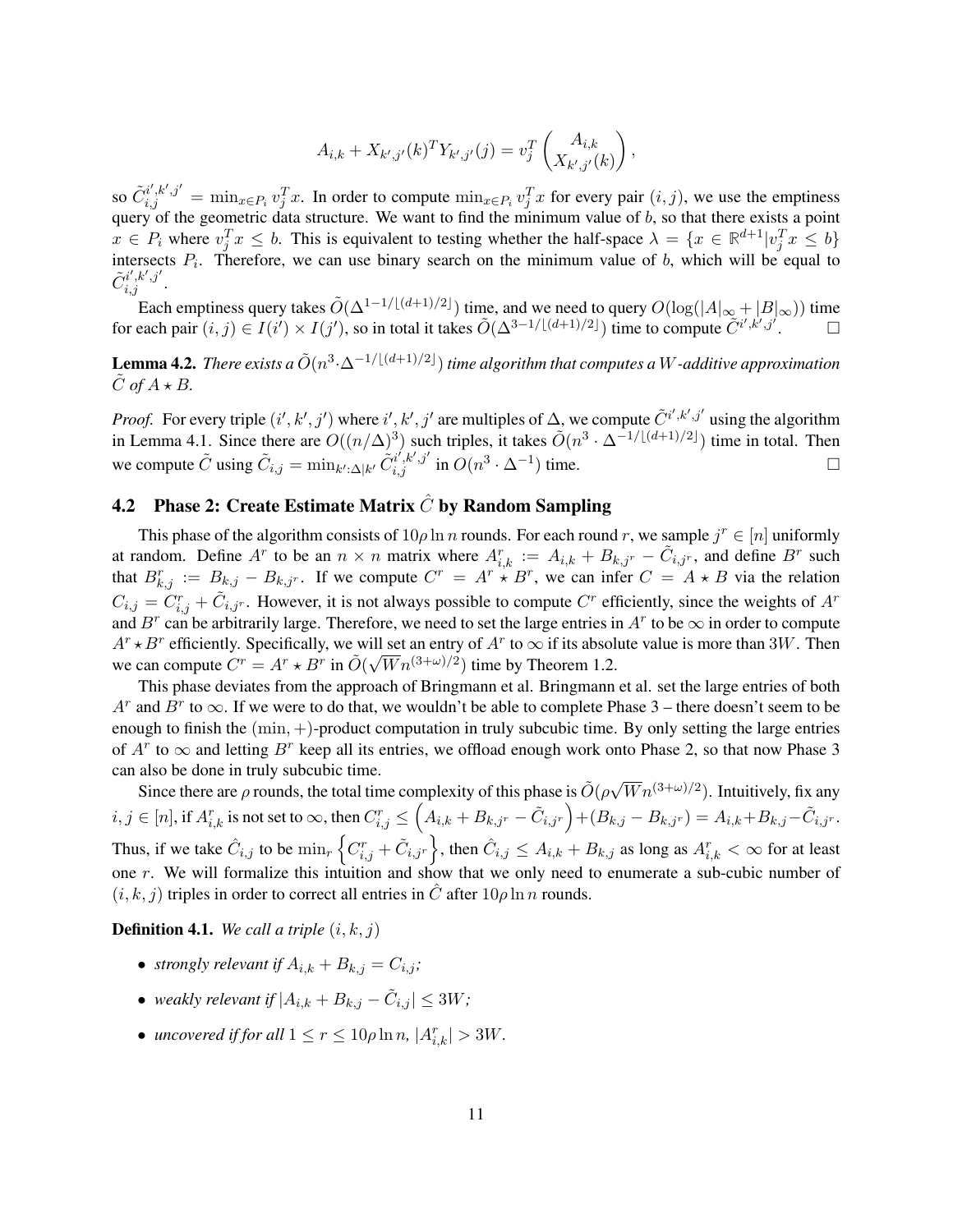$$A_{i,k} + X_{k',j'}(k)^T Y_{k',j'}(j) = v_j^T \begin{pmatrix} A_{i,k} \\ X_{k',j'}(k) \end{pmatrix},$$

so $\tilde{C}_{i,j}^{i',k',j'} = \min_{x \in P_i} v_j^T x$. In order to compute $\min_{x \in P_i} v_j^T x$ for every pair $(i,j)$, we use the emptiness query of the geometric data structure. We want to find the minimum value of $b$, so that there exists a point $x \in P_i$ where $v_j^T x \leq b$. This is equivalent to testing whether the half-space $\lambda = \{x \in \mathbb{R}^{d+1} | v_j^T x \leq b\}$ intersects $P_i$. Therefore, we can use binary search on the minimum value of $b$, which will be equal to $\tilde{C}_{i,j}^{i',k',j'}$.

Each emptiness query takes $\tilde{O}(\Delta^{1-1/\lfloor (d+1)/2 \rfloor})$ time, and we need to query $O(\log(|A|_\infty + |B|_\infty))$ time for each pair $(i,j) \in I(i') \times I(j')$, so in total it takes $\tilde{O}(\Delta^{3-1/\lfloor (d+1)/2 \rfloor})$ time to compute $\tilde{C}^{i',k',j'}$. □

**Lemma 4.2.** *There exists a $\tilde{O}(n^3 \cdot \Delta^{-1/\lfloor (d+1)/2 \rfloor})$ time algorithm that computes a $W$-additive approximation $\tilde{C}$ of $A \star B$.*

*Proof.* For every triple $(i', k', j')$ where $i', k', j'$ are multiples of $\Delta$, we compute $\tilde{C}^{i',k',j'}$ using the algorithm in Lemma 4.1. Since there are $O((n/\Delta)^3)$ such triples, it takes $\tilde{O}(n^3 \cdot \Delta^{-1/\lfloor (d+1)/2 \rfloor})$ time in total. Then we compute $\tilde{C}$ using $\tilde{C}_{i,j} = \min_{k' : \Delta | k'} \tilde{C}_{i,j}^{i',k',j'}$ in $O(n^3 \cdot \Delta^{-1})$ time. □

## 4.2 Phase 2: Create Estimate Matrix $\hat{C}$ by Random Sampling

This phase of the algorithm consists of $10\rho \ln n$ rounds. For each round $r$, we sample $j^r \in [n]$ uniformly at random. Define $A^r$ to be an $n \times n$ matrix where $A_{i,k}^r := A_{i,k} + B_{k,j^r} - \tilde{C}_{i,j^r}$, and define $B^r$ such that $B_{k,j}^r := B_{k,j} - B_{k,j^r}$. If we compute $C^r = A^r \star B^r$, we can infer $C = A \star B$ via the relation $C_{i,j} = C_{i,j}^r + \tilde{C}_{i,j^r}$. However, it is not always possible to compute $C^r$ efficiently, since the weights of $A^r$ and $B^r$ can be arbitrarily large. Therefore, we need to set the large entries in $A^r$ to be $\infty$ in order to compute $A^r \star B^r$ efficiently. Specifically, we will set an entry of $A^r$ to $\infty$ if its absolute value is more than $3W$. Then we can compute $C^r = A^r \star B^r$ in $\tilde{O}(\sqrt{W} n^{(3+\omega)/2})$ time by Theorem 1.2.

This phase deviates from the approach of Bringmann et al. Bringmann et al. set the large entries of both $A^r$ and $B^r$ to $\infty$. If we were to do that, we wouldn't be able to complete Phase 3 – there doesn't seem to be enough to finish the $(\min, +)$-product computation in truly subcubic time. By only setting the large entries of $A^r$ to $\infty$ and letting $B^r$ keep all its entries, we offload enough work onto Phase 2, so that now Phase 3 can also be done in truly subcubic time.

Since there are $\rho$ rounds, the total time complexity of this phase is $\tilde{O}(\rho \sqrt{W} n^{(3+\omega)/2})$. Intuitively, fix any $i, j \in [n]$, if $A_{i,k}^r$ is not set to $\infty$, then $C_{i,j}^r \leq \left(A_{i,k} + B_{k,j^r} - \tilde{C}_{i,j^r}\right) + (B_{k,j} - B_{k,j^r}) = A_{i,k} + B_{k,j} - \tilde{C}_{i,j^r}$. Thus, if we take $\hat{C}_{i,j}$ to be $\min_r \left\{ C_{i,j}^r + \tilde{C}_{i,j^r} \right\}$, then $\hat{C}_{i,j} \leq A_{i,k} + B_{k,j}$ as long as $A_{i,k}^r < \infty$ for at least one $r$. We will formalize this intuition and show that we only need to enumerate a sub-cubic number of $(i,k,j)$ triples in order to correct all entries in $\hat{C}$ after $10\rho \ln n$ rounds.

**Definition 4.1.** *We call a triple $(i, k, j)$*

- *strongly relevant if $A_{i,k} + B_{k,j} = C_{i,j}$;*
- *weakly relevant if $|A_{i,k} + B_{k,j} - \tilde{C}_{i,j}| \leq 3W$;*
- *uncovered if for all $1 \leq r \leq 10\rho \ln n$, $|A_{i,k}^r| > 3W$.*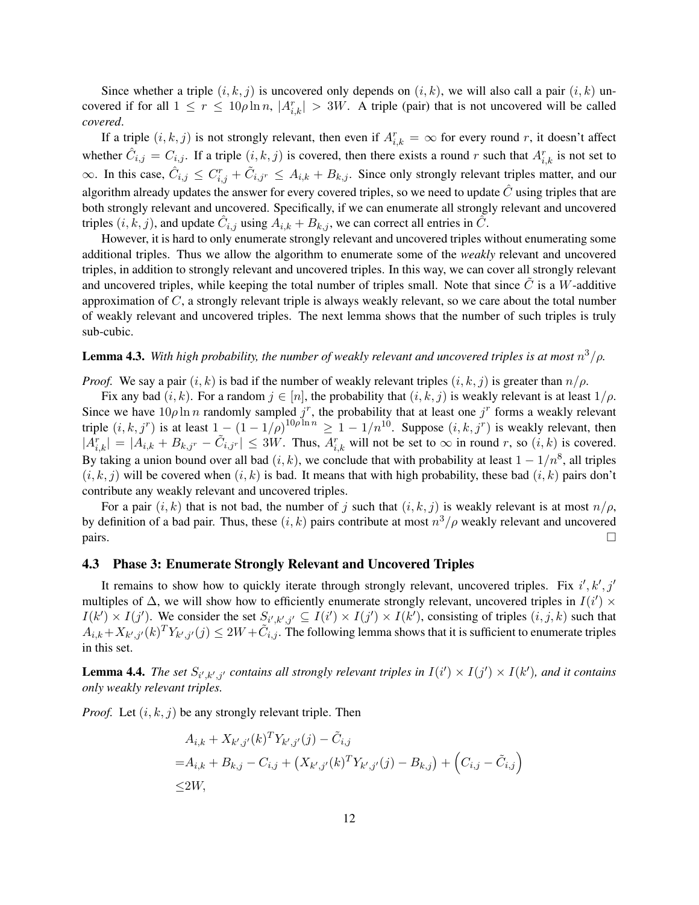Since whether a triple $(i, k, j)$ is uncovered only depends on $(i, k)$, we will also call a pair $(i, k)$ uncovered if for all $1 \le r \le 10\rho \ln n$, $|A^r_{i,k}| > 3W$. A triple (pair) that is not uncovered will be called *covered*.

If a triple $(i, k, j)$ is not strongly relevant, then even if $A^r_{i,k} = \infty$ for every round $r$, it doesn't affect whether $\hat{C}_{i,j} = C_{i,j}$. If a triple $(i, k, j)$ is covered, then there exists a round $r$ such that $A^r_{i,k}$ is not set to $\infty$. In this case, $\hat{C}_{i,j} \le C^r_{i,j} + \tilde{C}_{i,j^r} \le A_{i,k} + B_{k,j}$. Since only strongly relevant triples matter, and our algorithm already updates the answer for every covered triples, so we need to update $\hat{C}$ using triples that are both strongly relevant and uncovered. Specifically, if we can enumerate all strongly relevant and uncovered triples $(i, k, j)$, and update $\hat{C}_{i,j}$ using $A_{i,k} + B_{k,j}$, we can correct all entries in $\hat{C}$.

However, it is hard to only enumerate strongly relevant and uncovered triples without enumerating some additional triples. Thus we allow the algorithm to enumerate some of the *weakly* relevant and uncovered triples, in addition to strongly relevant and uncovered triples. In this way, we can cover all strongly relevant and uncovered triples, while keeping the total number of triples small. Note that since $\tilde{C}$ is a $W$-additive approximation of $C$, a strongly relevant triple is always weakly relevant, so we care about the total number of weakly relevant and uncovered triples. The next lemma shows that the number of such triples is truly sub-cubic.

**Lemma 4.3.** *With high probability, the number of weakly relevant and uncovered triples is at most $n^3/\rho$.*

*Proof.* We say a pair $(i, k)$ is bad if the number of weakly relevant triples $(i, k, j)$ is greater than $n/\rho$.

Fix any bad $(i, k)$. For a random $j \in [n]$, the probability that $(i, k, j)$ is weakly relevant is at least $1/\rho$. Since we have $10\rho \ln n$ randomly sampled $j^r$, the probability that at least one $j^r$ forms a weakly relevant triple $(i, k, j^r)$ is at least $1 - (1 - 1/\rho)^{10\rho \ln n} \ge 1 - 1/n^{10}$. Suppose $(i, k, j^r)$ is weakly relevant, then $|A^r_{i,k}| = |A_{i,k} + B_{k,j^r} - \tilde{C}_{i,j^r}| \le 3W$. Thus, $A^r_{i,k}$ will not be set to $\infty$ in round $r$, so $(i, k)$ is covered. By taking a union bound over all bad $(i, k)$, we conclude that with probability at least $1 - 1/n^8$, all triples $(i, k, j)$ will be covered when $(i, k)$ is bad. It means that with high probability, these bad $(i, k)$ pairs don't contribute any weakly relevant and uncovered triples.

For a pair $(i, k)$ that is not bad, the number of $j$ such that $(i, k, j)$ is weakly relevant is at most $n/\rho$, by definition of a bad pair. Thus, these $(i, k)$ pairs contribute at most $n^3/\rho$ weakly relevant and uncovered pairs. $\square$

### 4.3 Phase 3: Enumerate Strongly Relevant and Uncovered Triples

It remains to show how to quickly iterate through strongly relevant, uncovered triples. Fix $i', k', j'$ multiples of $\Delta$, we will show how to efficiently enumerate strongly relevant, uncovered triples in $I(i') \times I(k') \times I(j')$. We consider the set $S_{i',k',j'} \subseteq I(i') \times I(j') \times I(k')$, consisting of triples $(i, j, k)$ such that $A_{i,k} + X_{k',j'}(k)^T Y_{k',j'}(j) \le 2W + \tilde{C}_{i,j}$. The following lemma shows that it is sufficient to enumerate triples in this set.

**Lemma 4.4.** *The set $S_{i',k',j'}$ contains all strongly relevant triples in $I(i') \times I(j') \times I(k')$, and it contains only weakly relevant triples.*

*Proof.* Let $(i, k, j)$ be any strongly relevant triple. Then

$$
\begin{aligned}
&A_{i,k} + X_{k',j'}(k)^T Y_{k',j'}(j) - \tilde{C}_{i,j} \\
=&A_{i,k} + B_{k,j} - C_{i,j} + \left(X_{k',j'}(k)^T Y_{k',j'}(j) - B_{k,j}\right) + \left(C_{i,j} - \tilde{C}_{i,j}\right) \\
\le&2W,
\end{aligned}
$$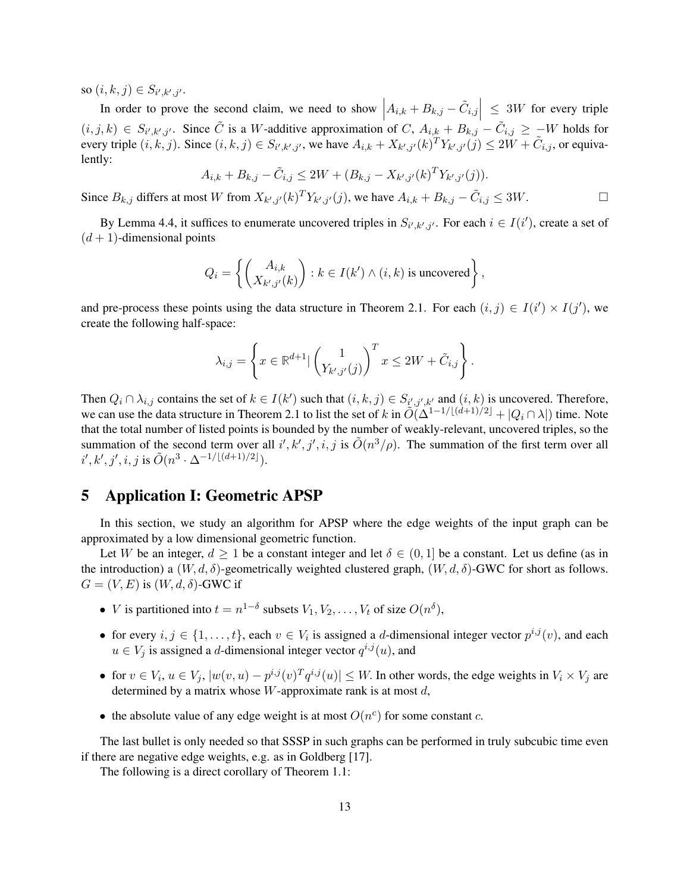so $(i,k,j) \in S_{i',k',j'}$.

In order to prove the second claim, we need to show $\left|A_{i,k} + B_{k,j} - \tilde{C}_{i,j}\right| \le 3W$ for every triple $(i,j,k) \in S_{i',k',j'}$. Since $\tilde{C}$ is a $W$-additive approximation of $C$, $A_{i,k} + B_{k,j} - \tilde{C}_{i,j} \ge -W$ holds for every triple $(i,k,j)$. Since $(i,k,j) \in S_{i',k',j'}$, we have $A_{i,k} + X_{k',j'}(k)^T Y_{k',j'}(j) \le 2W + \tilde{C}_{i,j}$, or equivalently:

$$A_{i,k} + B_{k,j} - \tilde{C}_{i,j} \le 2W + (B_{k,j} - X_{k',j'}(k)^T Y_{k',j'}(j)).$$

Since $B_{k,j}$ differs at most $W$ from $X_{k',j'}(k)^T Y_{k',j'}(j)$, we have $A_{i,k} + B_{k,j} - \tilde{C}_{i,j} \le 3W$. $\square$

By Lemma 4.4, it suffices to enumerate uncovered triples in $S_{i',k',j'}$. For each $i \in I(i')$, create a set of $(d+1)$-dimensional points

$$Q_i = \left\{ \begin{pmatrix} A_{i,k} \\ X_{k',j'}(k) \end{pmatrix} : k \in I(k') \wedge (i,k) \text{ is uncovered} \right\},$$

and pre-process these points using the data structure in Theorem 2.1. For each $(i,j) \in I(i') \times I(j')$, we create the following half-space:

$$\lambda_{i,j} = \left\{ x \in \mathbb{R}^{d+1} | \begin{pmatrix} 1 \\ Y_{k',j'}(j) \end{pmatrix}^T x \le 2W + \tilde{C}_{i,j} \right\}.$$

Then $Q_i \cap \lambda_{i,j}$ contains the set of $k \in I(k')$ such that $(i,k,j) \in S_{i',j',k'}$ and $(i,k)$ is uncovered. Therefore, we can use the data structure in Theorem 2.1 to list the set of $k$ in $\tilde{O}(\Delta^{1-1/\lfloor (d+1)/2 \rfloor} + |Q_i \cap \lambda|)$ time. Note that the total number of listed points is bounded by the number of weakly-relevant, uncovered triples, so the summation of the second term over all $i',k',j',i,j$ is $\tilde{O}(n^3/\rho)$. The summation of the first term over all $i',k',j',i,j$ is $\tilde{O}(n^3 \cdot \Delta^{-1/\lfloor (d+1)/2 \rfloor})$.

# 5 Application I: Geometric APSP

In this section, we study an algorithm for APSP where the edge weights of the input graph can be approximated by a low dimensional geometric function.

Let $W$ be an integer, $d \ge 1$ be a constant integer and let $\delta \in (0,1]$ be a constant. Let us define (as in the introduction) a $(W,d,\delta)$-geometrically weighted clustered graph, $(W,d,\delta)$-GWC for short as follows. $G = (V,E)$ is $(W,d,\delta)$-GWC if

- $V$ is partitioned into $t = n^{1-\delta}$ subsets $V_1, V_2, \ldots, V_t$ of size $O(n^\delta)$,
- for every $i,j \in \{1,\ldots,t\}$, each $v \in V_i$ is assigned a $d$-dimensional integer vector $p^{i,j}(v)$, and each $u \in V_j$ is assigned a $d$-dimensional integer vector $q^{i,j}(u)$, and
- for $v \in V_i$, $u \in V_j$, $|w(v,u) - p^{i,j}(v)^T q^{i,j}(u)| \le W$. In other words, the edge weights in $V_i \times V_j$ are determined by a matrix whose $W$-approximate rank is at most $d$,
- the absolute value of any edge weight is at most $O(n^c)$ for some constant $c$.

The last bullet is only needed so that SSSP in such graphs can be performed in truly subcubic time even if there are negative edge weights, e.g. as in Goldberg [17].

The following is a direct corollary of Theorem 1.1: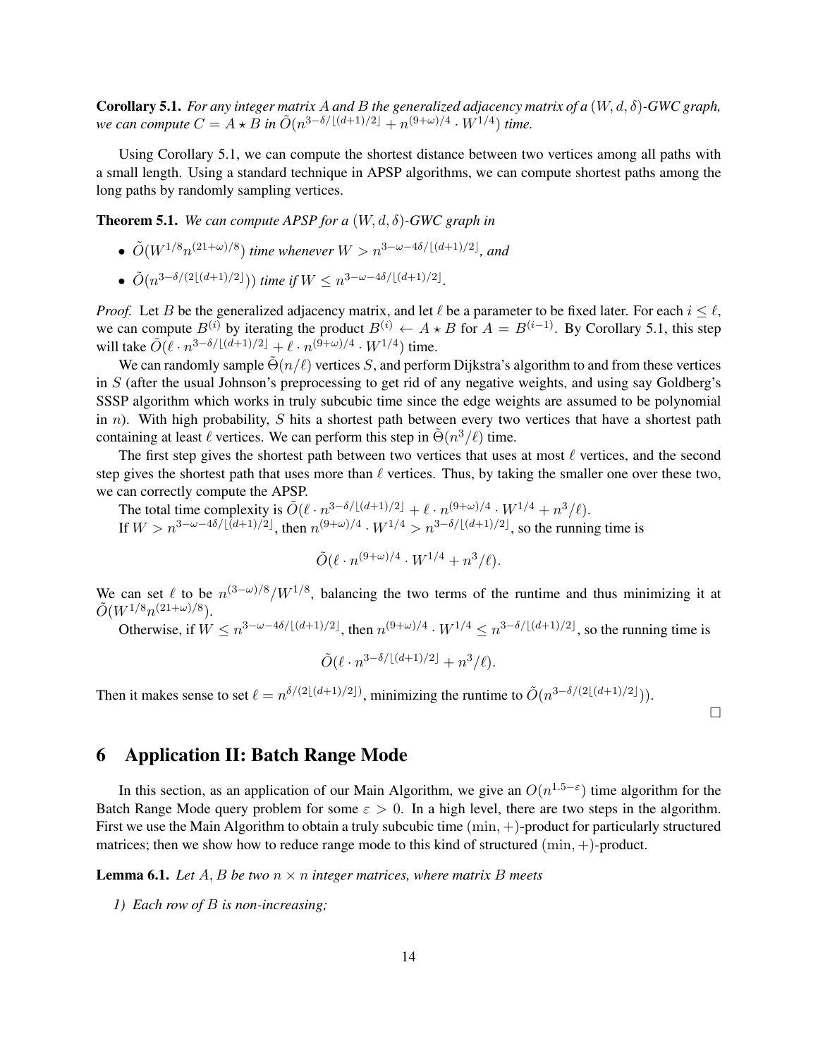**Corollary 5.1.** *For any integer matrix $A$ and $B$ the generalized adjacency matrix of a $(W, d, \delta)$-GWC graph, we can compute $C = A \star B$ in $\tilde{O}(n^{3-\delta/\lfloor (d+1)/2 \rfloor} + n^{(9+\omega)/4} \cdot W^{1/4})$ time.*

Using Corollary 5.1, we can compute the shortest distance between two vertices among all paths with a small length. Using a standard technique in APSP algorithms, we can compute shortest paths among the long paths by randomly sampling vertices.

**Theorem 5.1.** *We can compute APSP for a $(W, d, \delta)$-GWC graph in*

- *$\tilde{O}(W^{1/8} n^{(21+\omega)/8})$ time whenever $W > n^{3-\omega-4\delta/\lfloor (d+1)/2 \rfloor}$, and*
- *$\tilde{O}(n^{3-\delta/(2\lfloor (d+1)/2 \rfloor)})$ time if $W \le n^{3-\omega-4\delta/\lfloor (d+1)/2 \rfloor}$.*

*Proof.* Let $B$ be the generalized adjacency matrix, and let $\ell$ be a parameter to be fixed later. For each $i \le \ell$, we can compute $B^{(i)}$ by iterating the product $B^{(i)} \leftarrow A \star B$ for $A = B^{(i-1)}$. By Corollary 5.1, this step will take $\tilde{O}(\ell \cdot n^{3-\delta/\lfloor (d+1)/2 \rfloor} + \ell \cdot n^{(9+\omega)/4} \cdot W^{1/4})$ time.

We can randomly sample $\tilde{\Theta}(n/\ell)$ vertices $S$, and perform Dijkstra's algorithm to and from these vertices in $S$ (after the usual Johnson's preprocessing to get rid of any negative weights, and using say Goldberg's SSSP algorithm which works in truly subcubic time since the edge weights are assumed to be polynomial in $n$). With high probability, $S$ hits a shortest path between every two vertices that have a shortest path containing at least $\ell$ vertices. We can perform this step in $\tilde{\Theta}(n^3/\ell)$ time.

The first step gives the shortest path between two vertices that uses at most $\ell$ vertices, and the second step gives the shortest path that uses more than $\ell$ vertices. Thus, by taking the smaller one over these two, we can correctly compute the APSP.

The total time complexity is $\tilde{O}(\ell \cdot n^{3-\delta/\lfloor (d+1)/2 \rfloor} + \ell \cdot n^{(9+\omega)/4} \cdot W^{1/4} + n^3/\ell)$.

If $W > n^{3-\omega-4\delta/\lfloor (d+1)/2 \rfloor}$, then $n^{(9+\omega)/4} \cdot W^{1/4} > n^{3-\delta/\lfloor (d+1)/2 \rfloor}$, so the running time is

$$\tilde{O}(\ell \cdot n^{(9+\omega)/4} \cdot W^{1/4} + n^3/\ell).$$

We can set $\ell$ to be $n^{(3-\omega)/8}/W^{1/8}$, balancing the two terms of the runtime and thus minimizing it at $\tilde{O}(W^{1/8} n^{(21+\omega)/8})$.

Otherwise, if $W \le n^{3-\omega-4\delta/\lfloor (d+1)/2 \rfloor}$, then $n^{(9+\omega)/4} \cdot W^{1/4} \le n^{3-\delta/\lfloor (d+1)/2 \rfloor}$, so the running time is

$$\tilde{O}(\ell \cdot n^{3-\delta/\lfloor (d+1)/2 \rfloor} + n^3/\ell).$$

Then it makes sense to set $\ell = n^{\delta/(2\lfloor (d+1)/2 \rfloor)}$, minimizing the runtime to $\tilde{O}(n^{3-\delta/(2\lfloor (d+1)/2 \rfloor)})$. $\square$

## 6 Application II: Batch Range Mode

In this section, as an application of our Main Algorithm, we give an $O(n^{1.5-\varepsilon})$ time algorithm for the Batch Range Mode query problem for some $\varepsilon > 0$. In a high level, there are two steps in the algorithm. First we use the Main Algorithm to obtain a truly subcubic time $(\min, +)$-product for particularly structured matrices; then we show how to reduce range mode to this kind of structured $(\min, +)$-product.

**Lemma 6.1.** *Let $A, B$ be two $n \times n$ integer matrices, where matrix $B$ meets*

*1) Each row of $B$ is non-increasing;*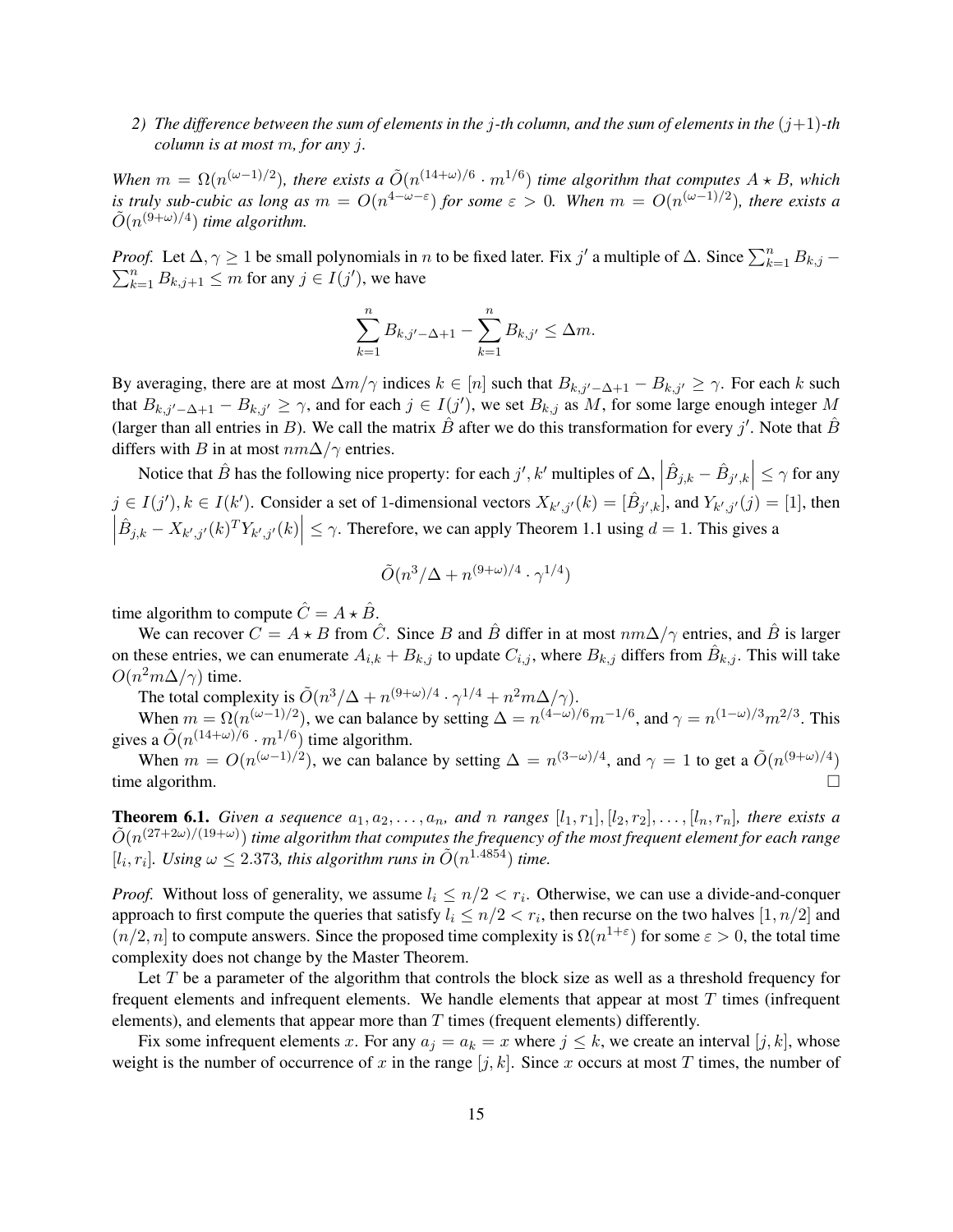*2) The difference between the sum of elements in the $j$-th column, and the sum of elements in the $(j+1)$-th column is at most $m$, for any $j$.*

*When $m = \Omega(n^{(\omega-1)/2})$, there exists a $\tilde{O}(n^{(14+\omega)/6} \cdot m^{1/6})$ time algorithm that computes $A \star B$, which is truly sub-cubic as long as $m = O(n^{4-\omega-\varepsilon})$ for some $\varepsilon > 0$. When $m = O(n^{(\omega-1)/2})$, there exists a $\tilde{O}(n^{(9+\omega)/4})$ time algorithm.*

*Proof.* Let $\Delta, \gamma \geq 1$ be small polynomials in $n$ to be fixed later. Fix $j'$ a multiple of $\Delta$. Since $\sum_{k=1}^{n} B_{k,j} - \sum_{k=1}^{n} B_{k,j+1} \leq m$ for any $j \in I(j')$, we have

$$\sum_{k=1}^{n} B_{k,j'-\Delta+1} - \sum_{k=1}^{n} B_{k,j'} \leq \Delta m.$$

By averaging, there are at most $\Delta m/\gamma$ indices $k \in [n]$ such that $B_{k,j'-\Delta+1} - B_{k,j'} \geq \gamma$. For each $k$ such that $B_{k,j'-\Delta+1} - B_{k,j'} \geq \gamma$, and for each $j \in I(j')$, we set $B_{k,j}$ as $M$, for some large enough integer $M$ (larger than all entries in $B$). We call the matrix $\hat{B}$ after we do this transformation for every $j'$. Note that $\hat{B}$ differs with $B$ in at most $nm\Delta/\gamma$ entries.

Notice that $\hat{B}$ has the following nice property: for each $j', k'$ multiples of $\Delta$, $\left|\hat{B}_{j,k} - \hat{B}_{j',k}\right| \leq \gamma$ for any $j \in I(j'), k \in I(k')$. Consider a set of 1-dimensional vectors $X_{k',j'}(k) = [\hat{B}_{j',k}]$, and $Y_{k',j'}(j) = [1]$, then $\left|\hat{B}_{j,k} - X_{k',j'}(k)^T Y_{k',j'}(k)\right| \leq \gamma$. Therefore, we can apply Theorem 1.1 using $d = 1$. This gives a

$$\tilde{O}(n^3/\Delta + n^{(9+\omega)/4} \cdot \gamma^{1/4})$$

time algorithm to compute $\hat{C} = A \star \hat{B}$.

We can recover $C = A \star B$ from $\hat{C}$. Since $B$ and $\hat{B}$ differ in at most $nm\Delta/\gamma$ entries, and $\hat{B}$ is larger on these entries, we can enumerate $A_{i,k} + B_{k,j}$ to update $C_{i,j}$, where $B_{k,j}$ differs from $\hat{B}_{k,j}$. This will take $O(n^2 m\Delta/\gamma)$ time.

The total complexity is $\tilde{O}(n^3/\Delta + n^{(9+\omega)/4} \cdot \gamma^{1/4} + n^2 m\Delta/\gamma)$.

When $m = \Omega(n^{(\omega-1)/2})$, we can balance by setting $\Delta = n^{(4-\omega)/6} m^{-1/6}$, and $\gamma = n^{(1-\omega)/3} m^{2/3}$. This gives a $\tilde{O}(n^{(14+\omega)/6} \cdot m^{1/6})$ time algorithm.

When $m = O(n^{(\omega-1)/2})$, we can balance by setting $\Delta = n^{(3-\omega)/4}$, and $\gamma = 1$ to get a $\tilde{O}(n^{(9+\omega)/4})$ time algorithm. $\square$

**Theorem 6.1.** *Given a sequence $a_1, a_2, \ldots, a_n$, and $n$ ranges $[l_1, r_1], [l_2, r_2], \ldots, [l_n, r_n]$, there exists a $\tilde{O}(n^{(27+2\omega)/(19+\omega)})$ time algorithm that computes the frequency of the most frequent element for each range $[l_i, r_i]$. Using $\omega \leq 2.373$, this algorithm runs in $\tilde{O}(n^{1.4854})$ time.*

*Proof.* Without loss of generality, we assume $l_i \leq n/2 < r_i$. Otherwise, we can use a divide-and-conquer approach to first compute the queries that satisfy $l_i \leq n/2 < r_i$, then recurse on the two halves $[1, n/2]$ and $(n/2, n]$ to compute answers. Since the proposed time complexity is $\Omega(n^{1+\varepsilon})$ for some $\varepsilon > 0$, the total time complexity does not change by the Master Theorem.

Let $T$ be a parameter of the algorithm that controls the block size as well as a threshold frequency for frequent elements and infrequent elements. We handle elements that appear at most $T$ times (infrequent elements), and elements that appear more than $T$ times (frequent elements) differently.

Fix some infrequent elements $x$. For any $a_j = a_k = x$ where $j \leq k$, we create an interval $[j, k]$, whose weight is the number of occurrence of $x$ in the range $[j, k]$. Since $x$ occurs at most $T$ times, the number of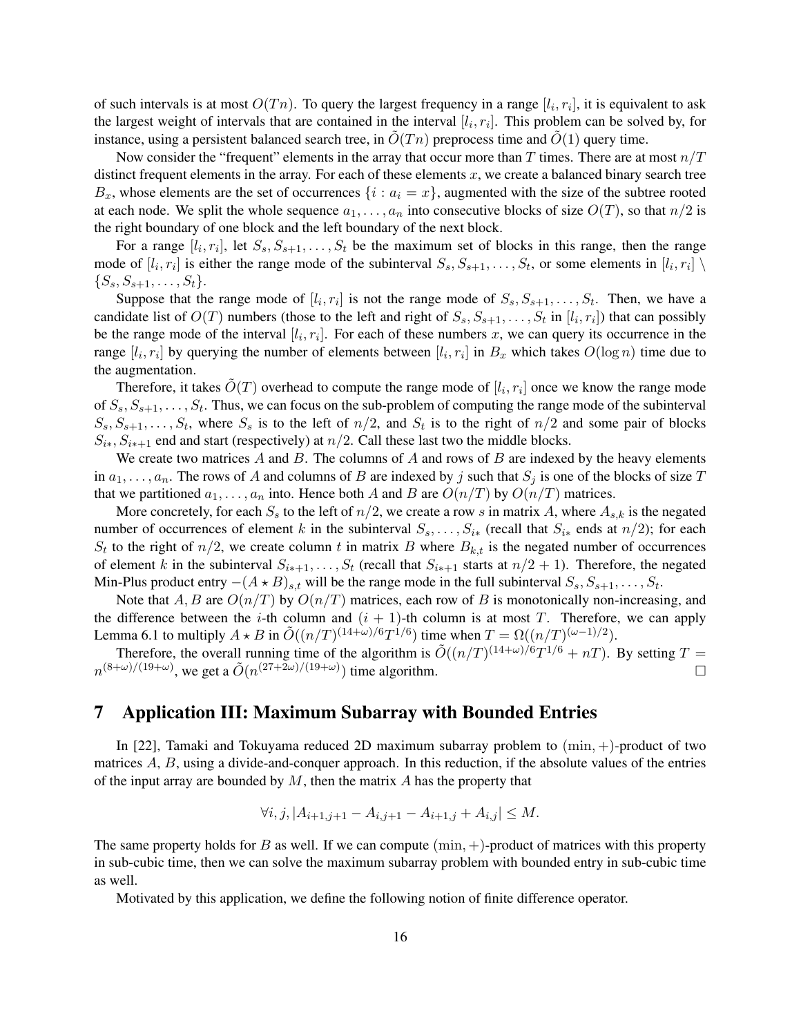of such intervals is at most $O(Tn)$. To query the largest frequency in a range $[l_i, r_i]$, it is equivalent to ask the largest weight of intervals that are contained in the interval $[l_i, r_i]$. This problem can be solved by, for instance, using a persistent balanced search tree, in $\tilde{O}(Tn)$ preprocess time and $\tilde{O}(1)$ query time.

Now consider the "frequent" elements in the array that occur more than $T$ times. There are at most $n/T$ distinct frequent elements in the array. For each of these elements $x$, we create a balanced binary search tree $B_x$, whose elements are the set of occurrences $\{i : a_i = x\}$, augmented with the size of the subtree rooted at each node. We split the whole sequence $a_1, \ldots, a_n$ into consecutive blocks of size $O(T)$, so that $n/2$ is the right boundary of one block and the left boundary of the next block.

For a range $[l_i, r_i]$, let $S_s, S_{s+1}, \ldots, S_t$ be the maximum set of blocks in this range, then the range mode of $[l_i, r_i]$ is either the range mode of the subinterval $S_s, S_{s+1}, \ldots, S_t$, or some elements in $[l_i, r_i] \setminus \{S_s, S_{s+1}, \ldots, S_t\}$.

Suppose that the range mode of $[l_i, r_i]$ is not the range mode of $S_s, S_{s+1}, \ldots, S_t$. Then, we have a candidate list of $O(T)$ numbers (those to the left and right of $S_s, S_{s+1}, \ldots, S_t$ in $[l_i, r_i]$) that can possibly be the range mode of the interval $[l_i, r_i]$. For each of these numbers $x$, we can query its occurrence in the range $[l_i, r_i]$ by querying the number of elements between $[l_i, r_i]$ in $B_x$ which takes $O(\log n)$ time due to the augmentation.

Therefore, it takes $\tilde{O}(T)$ overhead to compute the range mode of $[l_i, r_i]$ once we know the range mode of $S_s, S_{s+1}, \ldots, S_t$. Thus, we can focus on the sub-problem of computing the range mode of the subinterval $S_s, S_{s+1}, \ldots, S_t$, where $S_s$ is to the left of $n/2$, and $S_t$ is to the right of $n/2$ and some pair of blocks $S_{i*}, S_{i*+1}$ end and start (respectively) at $n/2$. Call these last two the middle blocks.

We create two matrices $A$ and $B$. The columns of $A$ and rows of $B$ are indexed by the heavy elements in $a_1, \ldots, a_n$. The rows of $A$ and columns of $B$ are indexed by $j$ such that $S_j$ is one of the blocks of size $T$ that we partitioned $a_1, \ldots, a_n$ into. Hence both $A$ and $B$ are $O(n/T)$ by $O(n/T)$ matrices.

More concretely, for each $S_s$ to the left of $n/2$, we create a row $s$ in matrix $A$, where $A_{s,k}$ is the negated number of occurrences of element $k$ in the subinterval $S_s, \ldots, S_{i*}$ (recall that $S_{i*}$ ends at $n/2$); for each $S_t$ to the right of $n/2$, we create column $t$ in matrix $B$ where $B_{k,t}$ is the negated number of occurrences of element $k$ in the subinterval $S_{i*+1}, \ldots, S_t$ (recall that $S_{i*+1}$ starts at $n/2+1$). Therefore, the negated Min-Plus product entry $-(A \star B)_{s,t}$ will be the range mode in the full subinterval $S_s, S_{s+1}, \ldots, S_t$.

Note that $A, B$ are $O(n/T)$ by $O(n/T)$ matrices, each row of $B$ is monotonically non-increasing, and the difference between the $i$-th column and $(i+1)$-th column is at most $T$. Therefore, we can apply Lemma 6.1 to multiply $A \star B$ in $\tilde{O}((n/T)^{(14+\omega)/6} T^{1/6})$ time when $T = \Omega((n/T)^{(\omega-1)/2})$.

Therefore, the overall running time of the algorithm is $\tilde{O}((n/T)^{(14+\omega)/6} T^{1/6} + nT)$. By setting $T = n^{(8+\omega)/(19+\omega)}$, we get a $\tilde{O}(n^{(27+2\omega)/(19+\omega)})$ time algorithm. □

## 7 Application III: Maximum Subarray with Bounded Entries

In [22], Tamaki and Tokuyama reduced 2D maximum subarray problem to $(\min, +)$-product of two matrices $A$, $B$, using a divide-and-conquer approach. In this reduction, if the absolute values of the entries of the input array are bounded by $M$, then the matrix $A$ has the property that

$$\forall i, j, |A_{i+1,j+1} - A_{i,j+1} - A_{i+1,j} + A_{i,j}| \le M.$$

The same property holds for $B$ as well. If we can compute $(\min, +)$-product of matrices with this property in sub-cubic time, then we can solve the maximum subarray problem with bounded entry in sub-cubic time as well.

Motivated by this application, we define the following notion of finite difference operator.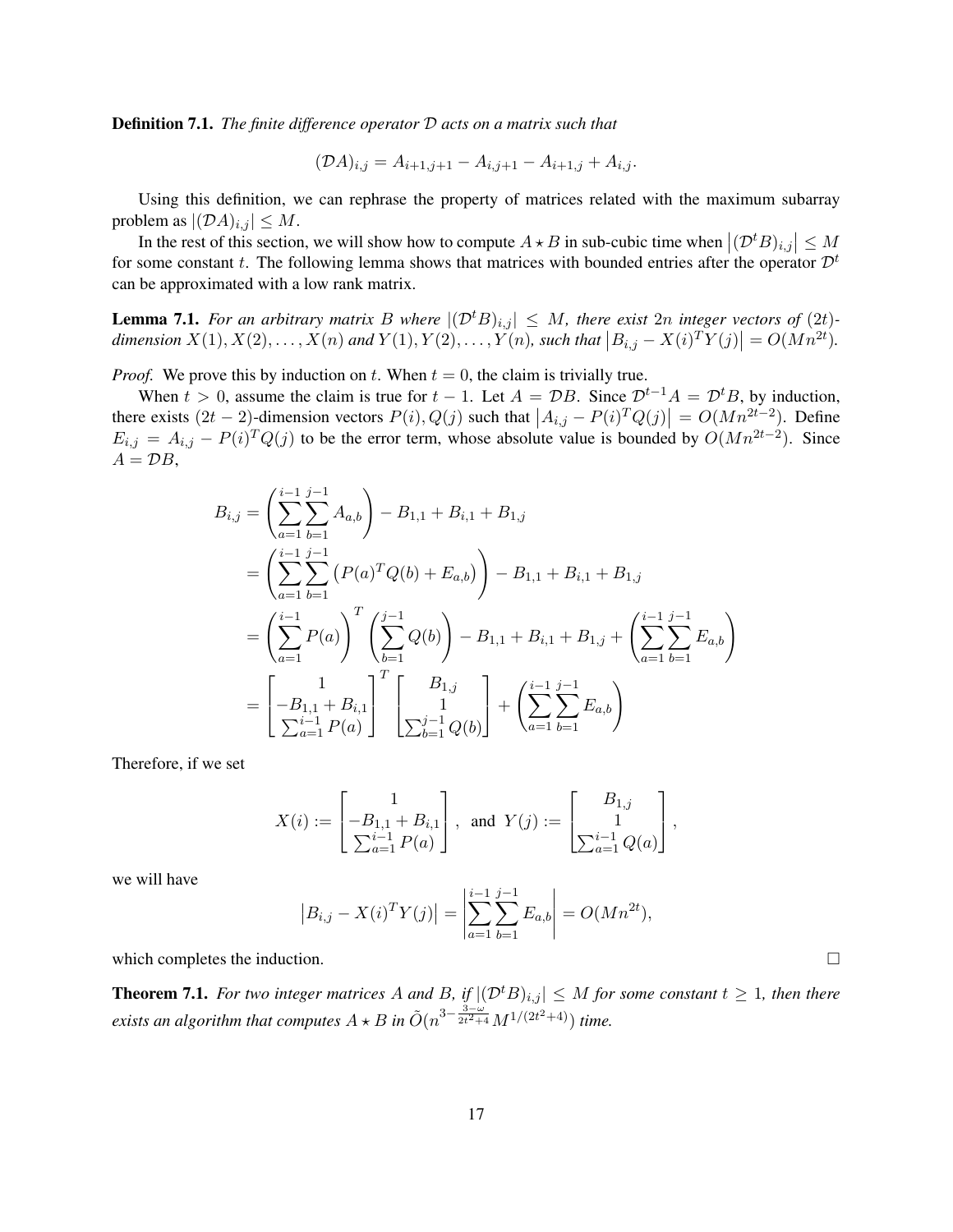**Definition 7.1.** *The finite difference operator $\mathcal{D}$ acts on a matrix such that*

$$(\mathcal{D}A)_{i,j} = A_{i+1,j+1} - A_{i,j+1} - A_{i+1,j} + A_{i,j}.$$

Using this definition, we can rephrase the property of matrices related with the maximum subarray problem as $|(\mathcal{D}A)_{i,j}| \leq M$.

In the rest of this section, we will show how to compute $A \star B$ in sub-cubic time when $\left|(\mathcal{D}^t B)_{i,j}\right| \leq M$ for some constant $t$. The following lemma shows that matrices with bounded entries after the operator $\mathcal{D}^t$ can be approximated with a low rank matrix.

**Lemma 7.1.** *For an arbitrary matrix $B$ where $|(\mathcal{D}^t B)_{i,j}| \leq M$, there exist $2n$ integer vectors of $(2t)$-dimension $X(1), X(2), \ldots, X(n)$ and $Y(1), Y(2), \ldots, Y(n)$, such that $\left|B_{i,j} - X(i)^T Y(j)\right| = O(Mn^{2t})$.*

*Proof.* We prove this by induction on $t$. When $t = 0$, the claim is trivially true.

When $t > 0$, assume the claim is true for $t - 1$. Let $A = \mathcal{D}B$. Since $\mathcal{D}^{t-1}A = \mathcal{D}^t B$, by induction, there exists $(2t-2)$-dimension vectors $P(i), Q(j)$ such that $\left|A_{i,j} - P(i)^T Q(j)\right| = O(Mn^{2t-2})$. Define $E_{i,j} = A_{i,j} - P(i)^T Q(j)$ to be the error term, whose absolute value is bounded by $O(Mn^{2t-2})$. Since $A = \mathcal{D}B$,

$$\begin{aligned}
B_{i,j} &= \left(\sum_{a=1}^{i-1}\sum_{b=1}^{j-1} A_{a,b}\right) - B_{1,1} + B_{i,1} + B_{1,j} \\
&= \left(\sum_{a=1}^{i-1}\sum_{b=1}^{j-1} \left(P(a)^T Q(b) + E_{a,b}\right)\right) - B_{1,1} + B_{i,1} + B_{1,j} \\
&= \left(\sum_{a=1}^{i-1} P(a)\right)^T \left(\sum_{b=1}^{j-1} Q(b)\right) - B_{1,1} + B_{i,1} + B_{1,j} + \left(\sum_{a=1}^{i-1}\sum_{b=1}^{j-1} E_{a,b}\right) \\
&= \begin{bmatrix} 1 \\ -B_{1,1} + B_{i,1} \\ \sum_{a=1}^{i-1} P(a) \end{bmatrix}^T \begin{bmatrix} B_{1,j} \\ 1 \\ \sum_{b=1}^{j-1} Q(b) \end{bmatrix} + \left(\sum_{a=1}^{i-1}\sum_{b=1}^{j-1} E_{a,b}\right)
\end{aligned}$$

Therefore, if we set

$$X(i) := \begin{bmatrix} 1 \\ -B_{1,1} + B_{i,1} \\ \sum_{a=1}^{i-1} P(a) \end{bmatrix}, \text{ and } Y(j) := \begin{bmatrix} B_{1,j} \\ 1 \\ \sum_{a=1}^{i-1} Q(a) \end{bmatrix},$$

we will have

$$\left|B_{i,j} - X(i)^T Y(j)\right| = \left|\sum_{a=1}^{i-1}\sum_{b=1}^{j-1} E_{a,b}\right| = O(Mn^{2t}),$$

which completes the induction. $\square$

**Theorem 7.1.** *For two integer matrices $A$ and $B$, if $|(\mathcal{D}^t B)_{i,j}| \leq M$ for some constant $t \geq 1$, then there exists an algorithm that computes $A \star B$ in $\tilde{O}(n^{3 - \frac{3-\omega}{2t^2+4}} M^{1/(2t^2+4)})$ time.*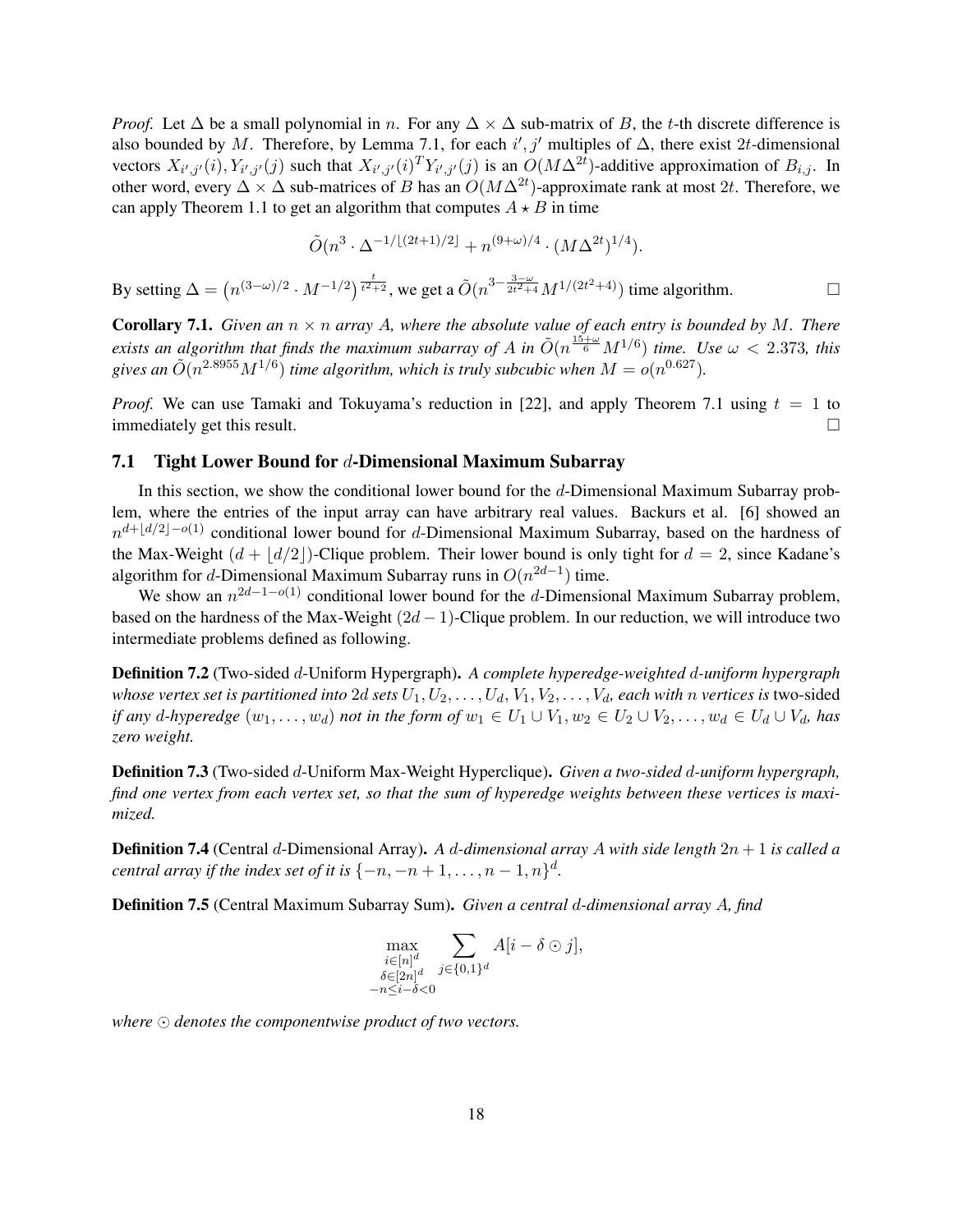*Proof.* Let $\Delta$ be a small polynomial in $n$. For any $\Delta \times \Delta$ sub-matrix of $B$, the $t$-th discrete difference is also bounded by $M$. Therefore, by Lemma 7.1, for each $i', j'$ multiples of $\Delta$, there exist $2t$-dimensional vectors $X_{i',j'}(i), Y_{i',j'}(j)$ such that $X_{i',j'}(i)^T Y_{i',j'}(j)$ is an $O(M\Delta^{2t})$-additive approximation of $B_{i,j}$. In other word, every $\Delta \times \Delta$ sub-matrices of $B$ has an $O(M\Delta^{2t})$-approximate rank at most $2t$. Therefore, we can apply Theorem 1.1 to get an algorithm that computes $A \star B$ in time

$$\tilde{O}(n^3 \cdot \Delta^{-1/\lfloor (2t+1)/2 \rfloor} + n^{(9+\omega)/4} \cdot (M\Delta^{2t})^{1/4}).$$

By setting $\Delta = \left(n^{(3-\omega)/2} \cdot M^{-1/2}\right)^{\frac{t}{t^2+2}}$, we get a $\tilde{O}(n^{3-\frac{3-\omega}{2t^2+4}} M^{1/(2t^2+4)})$ time algorithm. $\square$

**Corollary 7.1.** *Given an $n \times n$ array $A$, where the absolute value of each entry is bounded by $M$. There exists an algorithm that finds the maximum subarray of $A$ in $\tilde{O}(n^{\frac{15+\omega}{6}} M^{1/6})$ time. Use $\omega < 2.373$, this gives an $\tilde{O}(n^{2.8955} M^{1/6})$ time algorithm, which is truly subcubic when $M = o(n^{0.627})$.*

*Proof.* We can use Tamaki and Tokuyama's reduction in [22], and apply Theorem 7.1 using $t = 1$ to immediately get this result. $\square$

### 7.1 Tight Lower Bound for $d$-Dimensional Maximum Subarray

In this section, we show the conditional lower bound for the $d$-Dimensional Maximum Subarray problem, where the entries of the input array can have arbitrary real values. Backurs et al. [6] showed an $n^{d+\lfloor d/2 \rfloor - o(1)}$ conditional lower bound for $d$-Dimensional Maximum Subarray, based on the hardness of the Max-Weight $(d + \lfloor d/2 \rfloor)$-Clique problem. Their lower bound is only tight for $d = 2$, since Kadane's algorithm for $d$-Dimensional Maximum Subarray runs in $O(n^{2d-1})$ time.

We show an $n^{2d-1-o(1)}$ conditional lower bound for the $d$-Dimensional Maximum Subarray problem, based on the hardness of the Max-Weight $(2d-1)$-Clique problem. In our reduction, we will introduce two intermediate problems defined as following.

**Definition 7.2** (Two-sided $d$-Uniform Hypergraph)**.** *A complete hyperedge-weighted $d$-uniform hypergraph whose vertex set is partitioned into $2d$ sets $U_1, U_2, \ldots, U_d, V_1, V_2, \ldots, V_d$, each with $n$ vertices is* two-sided *if any $d$-hyperedge $(w_1, \ldots, w_d)$ not in the form of $w_1 \in U_1 \cup V_1, w_2 \in U_2 \cup V_2, \ldots, w_d \in U_d \cup V_d$, has zero weight.*

**Definition 7.3** (Two-sided $d$-Uniform Max-Weight Hyperclique)**.** *Given a two-sided $d$-uniform hypergraph, find one vertex from each vertex set, so that the sum of hyperedge weights between these vertices is maximized.*

**Definition 7.4** (Central $d$-Dimensional Array)**.** *A $d$-dimensional array $A$ with side length $2n+1$ is called a central array if the index set of it is $\{-n, -n+1, \ldots, n-1, n\}^d$.*

**Definition 7.5** (Central Maximum Subarray Sum)**.** *Given a central $d$-dimensional array $A$, find*

$$\max_{\substack{i \in [n]^d \\ \delta \in [2n]^d \\ -n \leq i - \delta < 0}} \sum_{j \in \{0,1\}^d} A[i - \delta \odot j],$$

*where $\odot$ denotes the componentwise product of two vectors.*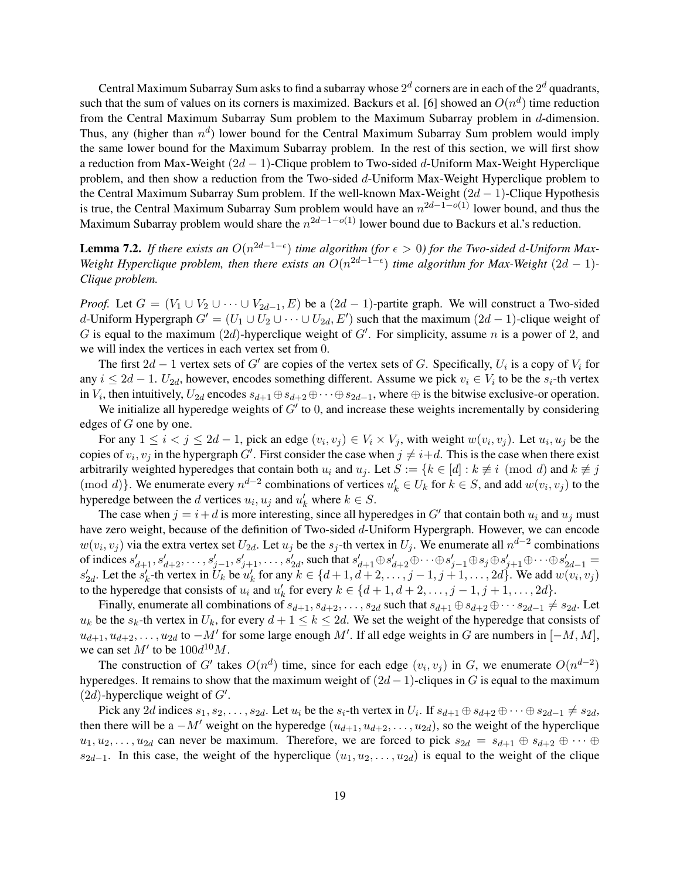Central Maximum Subarray Sum asks to find a subarray whose $2^d$ corners are in each of the $2^d$ quadrants, such that the sum of values on its corners is maximized. Backurs et al. [6] showed an $O(n^d)$ time reduction from the Central Maximum Subarray Sum problem to the Maximum Subarray problem in $d$-dimension. Thus, any (higher than $n^d$) lower bound for the Central Maximum Subarray Sum problem would imply the same lower bound for the Maximum Subarray problem. In the rest of this section, we will first show a reduction from Max-Weight $(2d-1)$-Clique problem to Two-sided $d$-Uniform Max-Weight Hyperclique problem, and then show a reduction from the Two-sided $d$-Uniform Max-Weight Hyperclique problem to the Central Maximum Subarray Sum problem. If the well-known Max-Weight $(2d-1)$-Clique Hypothesis is true, the Central Maximum Subarray Sum problem would have an $n^{2d-1-o(1)}$ lower bound, and thus the Maximum Subarray problem would share the $n^{2d-1-o(1)}$ lower bound due to Backurs et al.'s reduction.

**Lemma 7.2.** *If there exists an $O(n^{2d-1-\epsilon})$ time algorithm (for $\epsilon > 0$) for the Two-sided $d$-Uniform Max-Weight Hyperclique problem, then there exists an $O(n^{2d-1-\epsilon})$ time algorithm for Max-Weight $(2d-1)$-Clique problem.*

*Proof.* Let $G = (V_1 \cup V_2 \cup \cdots \cup V_{2d-1}, E)$ be a $(2d-1)$-partite graph. We will construct a Two-sided $d$-Uniform Hypergraph $G' = (U_1 \cup U_2 \cup \cdots \cup U_{2d}, E')$ such that the maximum $(2d-1)$-clique weight of $G$ is equal to the maximum $(2d)$-hyperclique weight of $G'$. For simplicity, assume $n$ is a power of 2, and we will index the vertices in each vertex set from 0.

The first $2d-1$ vertex sets of $G'$ are copies of the vertex sets of $G$. Specifically, $U_i$ is a copy of $V_i$ for any $i \leq 2d-1$. $U_{2d}$, however, encodes something different. Assume we pick $v_i \in V_i$ to be the $s_i$-th vertex in $V_i$, then intuitively, $U_{2d}$ encodes $s_{d+1} \oplus s_{d+2} \oplus \cdots \oplus s_{2d-1}$, where $\oplus$ is the bitwise exclusive-or operation.

We initialize all hyperedge weights of $G'$ to 0, and increase these weights incrementally by considering edges of $G$ one by one.

For any $1 \leq i < j \leq 2d-1$, pick an edge $(v_i, v_j) \in V_i \times V_j$, with weight $w(v_i, v_j)$. Let $u_i, u_j$ be the copies of $v_i, v_j$ in the hypergraph $G'$. First consider the case when $j \neq i+d$. This is the case when there exist arbitrarily weighted hyperedges that contain both $u_i$ and $u_j$. Let $S := \{k \in [d] : k \not\equiv i \pmod{d} \text{ and } k \not\equiv j \pmod{d}\}$. We enumerate every $n^{d-2}$ combinations of vertices $u'_k \in U_k$ for $k \in S$, and add $w(v_i, v_j)$ to the hyperedge between the $d$ vertices $u_i, u_j$ and $u'_k$ where $k \in S$.

The case when $j = i+d$ is more interesting, since all hyperedges in $G'$ that contain both $u_i$ and $u_j$ must have zero weight, because of the definition of Two-sided $d$-Uniform Hypergraph. However, we can encode $w(v_i, v_j)$ via the extra vertex set $U_{2d}$. Let $u_j$ be the $s_j$-th vertex in $U_j$. We enumerate all $n^{d-2}$ combinations of indices $s'_{d+1}, s'_{d+2}, \ldots, s'_{j-1}, s'_{j+1}, \ldots, s'_{2d}$, such that $s'_{d+1} \oplus s'_{d+2} \oplus \cdots \oplus s'_{j-1} \oplus s_j \oplus s'_{j+1} \oplus \cdots \oplus s'_{2d-1} = s'_{2d}$. Let the $s'_k$-th vertex in $U_k$ be $u'_k$ for any $k \in \{d+1, d+2, \ldots, j-1, j+1, \ldots, 2d\}$. We add $w(v_i, v_j)$ to the hyperedge that consists of $u_i$ and $u'_k$ for every $k \in \{d+1, d+2, \ldots, j-1, j+1, \ldots, 2d\}$.

Finally, enumerate all combinations of $s_{d+1}, s_{d+2}, \ldots, s_{2d}$ such that $s_{d+1} \oplus s_{d+2} \oplus \cdots s_{2d-1} \neq s_{2d}$. Let $u_k$ be the $s_k$-th vertex in $U_k$, for every $d+1 \leq k \leq 2d$. We set the weight of the hyperedge that consists of $u_{d+1}, u_{d+2}, \ldots, u_{2d}$ to $-M'$ for some large enough $M'$. If all edge weights in $G$ are numbers in $[-M, M]$, we can set $M'$ to be $100d^{10}M$.

The construction of $G'$ takes $O(n^d)$ time, since for each edge $(v_i, v_j)$ in $G$, we enumerate $O(n^{d-2})$ hyperedges. It remains to show that the maximum weight of $(2d-1)$-cliques in $G$ is equal to the maximum $(2d)$-hyperclique weight of $G'$.

Pick any $2d$ indices $s_1, s_2, \ldots, s_{2d}$. Let $u_i$ be the $s_i$-th vertex in $U_i$. If $s_{d+1} \oplus s_{d+2} \oplus \cdots \oplus s_{2d-1} \neq s_{2d}$, then there will be a $-M'$ weight on the hyperedge $(u_{d+1}, u_{d+2}, \ldots, u_{2d})$, so the weight of the hyperclique $u_1, u_2, \ldots, u_{2d}$ can never be maximum. Therefore, we are forced to pick $s_{2d} = s_{d+1} \oplus s_{d+2} \oplus \cdots \oplus s_{2d-1}$. In this case, the weight of the hyperclique $(u_1, u_2, \ldots, u_{2d})$ is equal to the weight of the clique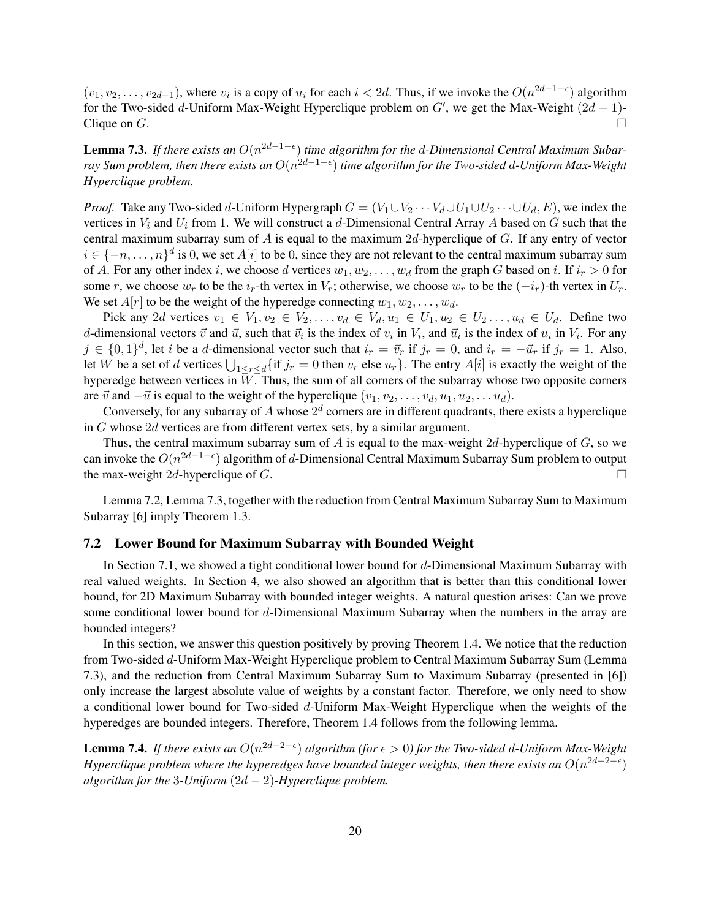$(v_1, v_2, \ldots, v_{2d-1})$, where $v_i$ is a copy of $u_i$ for each $i < 2d$. Thus, if we invoke the $O(n^{2d-1-\epsilon})$ algorithm for the Two-sided $d$-Uniform Max-Weight Hyperclique problem on $G'$, we get the Max-Weight $(2d-1)$-Clique on $G$. $\square$

**Lemma 7.3.** *If there exists an $O(n^{2d-1-\epsilon})$ time algorithm for the $d$-Dimensional Central Maximum Subarray Sum problem, then there exists an $O(n^{2d-1-\epsilon})$ time algorithm for the Two-sided $d$-Uniform Max-Weight Hyperclique problem.*

*Proof.* Take any Two-sided $d$-Uniform Hypergraph $G = (V_1 \cup V_2 \cdots V_d \cup U_1 \cup U_2 \cdots \cup U_d, E)$, we index the vertices in $V_i$ and $U_i$ from 1. We will construct a $d$-Dimensional Central Array $A$ based on $G$ such that the central maximum subarray sum of $A$ is equal to the maximum $2d$-hyperclique of $G$. If any entry of vector $i \in \{-n, \ldots, n\}^d$ is 0, we set $A[i]$ to be 0, since they are not relevant to the central maximum subarray sum of $A$. For any other index $i$, we choose $d$ vertices $w_1, w_2, \ldots, w_d$ from the graph $G$ based on $i$. If $i_r > 0$ for some $r$, we choose $w_r$ to be the $i_r$-th vertex in $V_r$; otherwise, we choose $w_r$ to be the $(-i_r)$-th vertex in $U_r$. We set $A[r]$ to be the weight of the hyperedge connecting $w_1, w_2, \ldots, w_d$.

Pick any $2d$ vertices $v_1 \in V_1, v_2 \in V_2, \ldots, v_d \in V_d, u_1 \in U_1, u_2 \in U_2 \ldots, u_d \in U_d$. Define two $d$-dimensional vectors $\vec{v}$ and $\vec{u}$, such that $\vec{v}_i$ is the index of $v_i$ in $V_i$, and $\vec{u}_i$ is the index of $u_i$ in $V_i$. For any $j \in \{0,1\}^d$, let $i$ be a $d$-dimensional vector such that $i_r = \vec{v}_r$ if $j_r = 0$, and $i_r = -\vec{u}_r$ if $j_r = 1$. Also, let $W$ be a set of $d$ vertices $\bigcup_{1 \le r \le d} \{\text{if } j_r = 0 \text{ then } v_r \text{ else } u_r\}$. The entry $A[i]$ is exactly the weight of the hyperedge between vertices in $W$. Thus, the sum of all corners of the subarray whose two opposite corners are $\vec{v}$ and $-\vec{u}$ is equal to the weight of the hyperclique $(v_1, v_2, \ldots, v_d, u_1, u_2, \ldots u_d)$.

Conversely, for any subarray of $A$ whose $2^d$ corners are in different quadrants, there exists a hyperclique in $G$ whose $2d$ vertices are from different vertex sets, by a similar argument.

Thus, the central maximum subarray sum of $A$ is equal to the max-weight $2d$-hyperclique of $G$, so we can invoke the $O(n^{2d-1-\epsilon})$ algorithm of $d$-Dimensional Central Maximum Subarray Sum problem to output the max-weight $2d$-hyperclique of $G$. $\square$

Lemma 7.2, Lemma 7.3, together with the reduction from Central Maximum Subarray Sum to Maximum Subarray [6] imply Theorem 1.3.

### 7.2 Lower Bound for Maximum Subarray with Bounded Weight

In Section 7.1, we showed a tight conditional lower bound for $d$-Dimensional Maximum Subarray with real valued weights. In Section 4, we also showed an algorithm that is better than this conditional lower bound, for 2D Maximum Subarray with bounded integer weights. A natural question arises: Can we prove some conditional lower bound for $d$-Dimensional Maximum Subarray when the numbers in the array are bounded integers?

In this section, we answer this question positively by proving Theorem 1.4. We notice that the reduction from Two-sided $d$-Uniform Max-Weight Hyperclique problem to Central Maximum Subarray Sum (Lemma 7.3), and the reduction from Central Maximum Subarray Sum to Maximum Subarray (presented in [6]) only increase the largest absolute value of weights by a constant factor. Therefore, we only need to show a conditional lower bound for Two-sided $d$-Uniform Max-Weight Hyperclique when the weights of the hyperedges are bounded integers. Therefore, Theorem 1.4 follows from the following lemma.

**Lemma 7.4.** *If there exists an $O(n^{2d-2-\epsilon})$ algorithm (for $\epsilon > 0$) for the Two-sided $d$-Uniform Max-Weight Hyperclique problem where the hyperedges have bounded integer weights, then there exists an $O(n^{2d-2-\epsilon})$ algorithm for the 3-Uniform $(2d-2)$-Hyperclique problem.*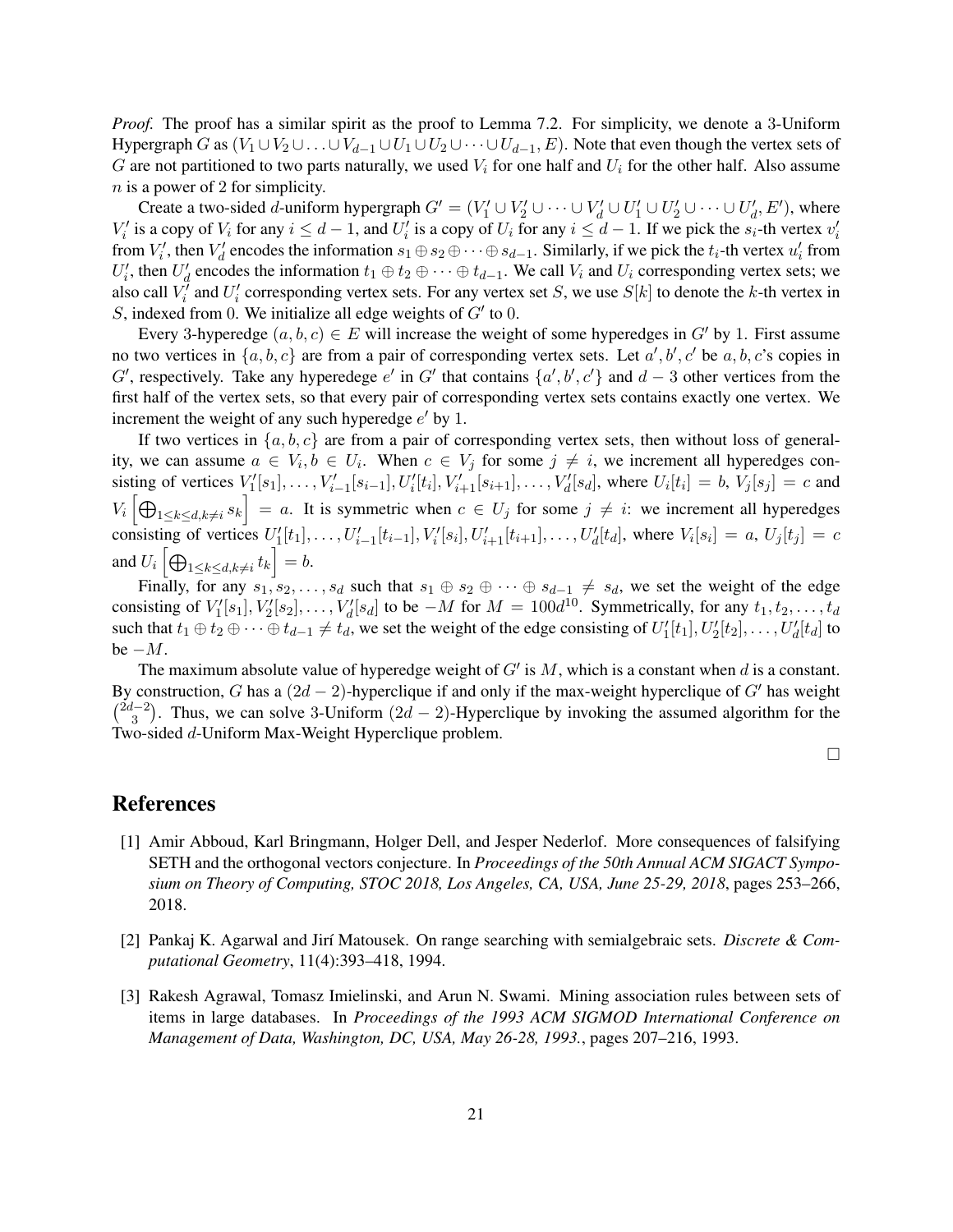*Proof.* The proof has a similar spirit as the proof to Lemma 7.2. For simplicity, we denote a 3-Uniform Hypergraph $G$ as $(V_1 \cup V_2 \cup \ldots \cup V_{d-1} \cup U_1 \cup U_2 \cup \cdots \cup U_{d-1}, E)$. Note that even though the vertex sets of $G$ are not partitioned to two parts naturally, we used $V_i$ for one half and $U_i$ for the other half. Also assume $n$ is a power of 2 for simplicity.

Create a two-sided $d$-uniform hypergraph $G' = (V'_1 \cup V'_2 \cup \cdots \cup V'_d \cup U'_1 \cup U'_2 \cup \cdots \cup U'_d, E')$, where $V'_i$ is a copy of $V_i$ for any $i \leq d-1$, and $U'_i$ is a copy of $U_i$ for any $i \leq d-1$. If we pick the $s_i$-th vertex $v'_i$ from $V'_i$, then $V'_d$ encodes the information $s_1 \oplus s_2 \oplus \cdots \oplus s_{d-1}$. Similarly, if we pick the $t_i$-th vertex $u'_i$ from $U'_i$, then $U'_d$ encodes the information $t_1 \oplus t_2 \oplus \cdots \oplus t_{d-1}$. We call $V_i$ and $U_i$ corresponding vertex sets; we also call $V'_i$ and $U'_i$ corresponding vertex sets. For any vertex set $S$, we use $S[k]$ to denote the $k$-th vertex in $S$, indexed from 0. We initialize all edge weights of $G'$ to 0.

Every 3-hyperedge $(a, b, c) \in E$ will increase the weight of some hyperedges in $G'$ by 1. First assume no two vertices in $\{a, b, c\}$ are from a pair of corresponding vertex sets. Let $a', b', c'$ be $a, b, c$'s copies in $G'$, respectively. Take any hyperedege $e'$ in $G'$ that contains $\{a', b', c'\}$ and $d-3$ other vertices from the first half of the vertex sets, so that every pair of corresponding vertex sets contains exactly one vertex. We increment the weight of any such hyperedge $e'$ by 1.

If two vertices in $\{a, b, c\}$ are from a pair of corresponding vertex sets, then without loss of generality, we can assume $a \in V_i, b \in U_i$. When $c \in V_j$ for some $j \neq i$, we increment all hyperedges consisting of vertices $V'_1[s_1], \ldots, V'_{i-1}[s_{i-1}], U'_i[t_i], V'_{i+1}[s_{i+1}], \ldots, V'_d[s_d]$, where $U_i[t_i] = b$, $V_j[s_j] = c$ and $V_i\left[\bigoplus_{1 \leq k \leq d, k \neq i} s_k\right] = a$. It is symmetric when $c \in U_j$ for some $j \neq i$: we increment all hyperedges consisting of vertices $U'_1[t_1], \ldots, U'_{i-1}[t_{i-1}], V'_i[s_i], U'_{i+1}[t_{i+1}], \ldots, U'_d[t_d]$, where $V_i[s_i] = a$, $U_j[t_j] = c$ and $U_i\left[\bigoplus_{1 \leq k \leq d, k \neq i} t_k\right] = b$.

Finally, for any $s_1, s_2, \ldots, s_d$ such that $s_1 \oplus s_2 \oplus \cdots \oplus s_{d-1} \neq s_d$, we set the weight of the edge consisting of $V'_1[s_1], V'_2[s_2], \ldots, V'_d[s_d]$ to be $-M$ for $M = 100d^{10}$. Symmetrically, for any $t_1, t_2, \ldots, t_d$ such that $t_1 \oplus t_2 \oplus \cdots \oplus t_{d-1} \neq t_d$, we set the weight of the edge consisting of $U'_1[t_1], U'_2[t_2], \ldots, U'_d[t_d]$ to be $-M$.

The maximum absolute value of hyperedge weight of $G'$ is $M$, which is a constant when $d$ is a constant. By construction, $G$ has a $(2d-2)$-hyperclique if and only if the max-weight hyperclique of $G'$ has weight $\binom{2d-2}{3}$. Thus, we can solve 3-Uniform $(2d-2)$-Hyperclique by invoking the assumed algorithm for the Two-sided $d$-Uniform Max-Weight Hyperclique problem.

□

# References

[1] Amir Abboud, Karl Bringmann, Holger Dell, and Jesper Nederlof. More consequences of falsifying SETH and the orthogonal vectors conjecture. In *Proceedings of the 50th Annual ACM SIGACT Symposium on Theory of Computing, STOC 2018, Los Angeles, CA, USA, June 25-29, 2018*, pages 253–266, 2018.

[2] Pankaj K. Agarwal and Jirí Matousek. On range searching with semialgebraic sets. *Discrete & Computational Geometry*, 11(4):393–418, 1994.

[3] Rakesh Agrawal, Tomasz Imielinski, and Arun N. Swami. Mining association rules between sets of items in large databases. In *Proceedings of the 1993 ACM SIGMOD International Conference on Management of Data, Washington, DC, USA, May 26-28, 1993.*, pages 207–216, 1993.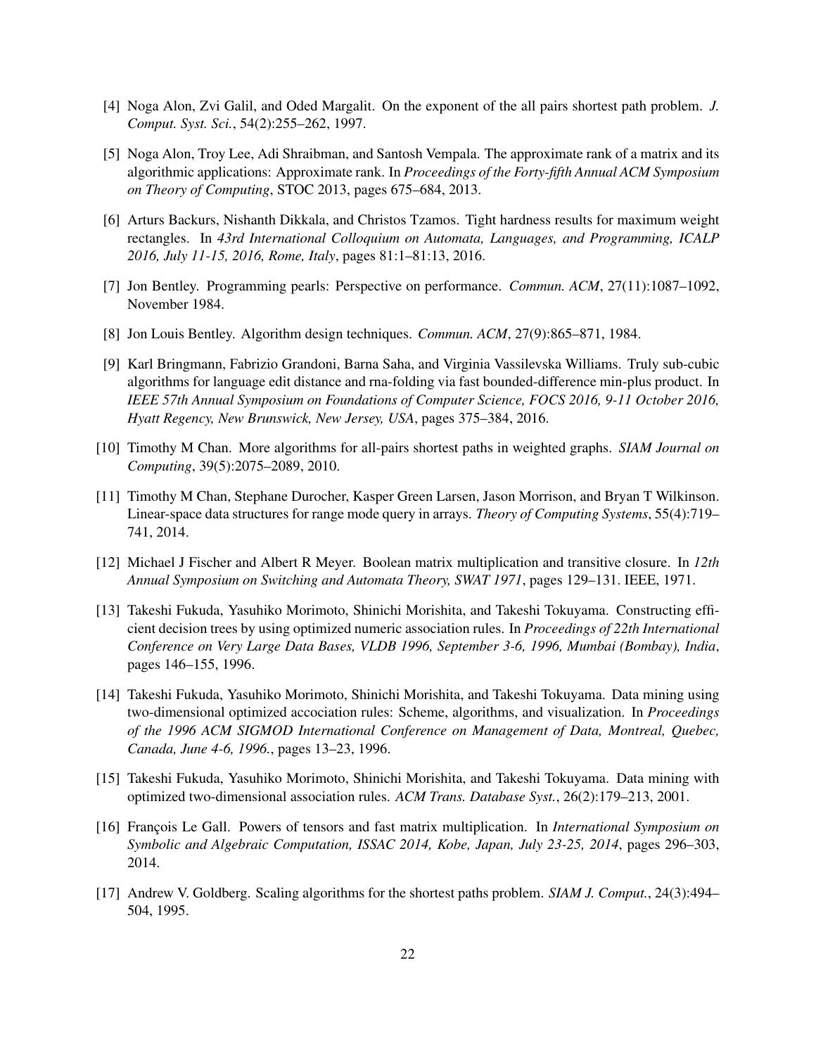[4] Noga Alon, Zvi Galil, and Oded Margalit. On the exponent of the all pairs shortest path problem. *J. Comput. Syst. Sci.*, 54(2):255–262, 1997.

[5] Noga Alon, Troy Lee, Adi Shraibman, and Santosh Vempala. The approximate rank of a matrix and its algorithmic applications: Approximate rank. In *Proceedings of the Forty-fifth Annual ACM Symposium on Theory of Computing*, STOC 2013, pages 675–684, 2013.

[6] Arturs Backurs, Nishanth Dikkala, and Christos Tzamos. Tight hardness results for maximum weight rectangles. In *43rd International Colloquium on Automata, Languages, and Programming, ICALP 2016, July 11-15, 2016, Rome, Italy*, pages 81:1–81:13, 2016.

[7] Jon Bentley. Programming pearls: Perspective on performance. *Commun. ACM*, 27(11):1087–1092, November 1984.

[8] Jon Louis Bentley. Algorithm design techniques. *Commun. ACM*, 27(9):865–871, 1984.

[9] Karl Bringmann, Fabrizio Grandoni, Barna Saha, and Virginia Vassilevska Williams. Truly sub-cubic algorithms for language edit distance and rna-folding via fast bounded-difference min-plus product. In *IEEE 57th Annual Symposium on Foundations of Computer Science, FOCS 2016, 9-11 October 2016, Hyatt Regency, New Brunswick, New Jersey, USA*, pages 375–384, 2016.

[10] Timothy M Chan. More algorithms for all-pairs shortest paths in weighted graphs. *SIAM Journal on Computing*, 39(5):2075–2089, 2010.

[11] Timothy M Chan, Stephane Durocher, Kasper Green Larsen, Jason Morrison, and Bryan T Wilkinson. Linear-space data structures for range mode query in arrays. *Theory of Computing Systems*, 55(4):719–741, 2014.

[12] Michael J Fischer and Albert R Meyer. Boolean matrix multiplication and transitive closure. In *12th Annual Symposium on Switching and Automata Theory, SWAT 1971*, pages 129–131. IEEE, 1971.

[13] Takeshi Fukuda, Yasuhiko Morimoto, Shinichi Morishita, and Takeshi Tokuyama. Constructing efficient decision trees by using optimized numeric association rules. In *Proceedings of 22th International Conference on Very Large Data Bases, VLDB 1996, September 3-6, 1996, Mumbai (Bombay), India*, pages 146–155, 1996.

[14] Takeshi Fukuda, Yasuhiko Morimoto, Shinichi Morishita, and Takeshi Tokuyama. Data mining using two-dimensional optimized acciociation rules: Scheme, algorithms, and visualization. In *Proceedings of the 1996 ACM SIGMOD International Conference on Management of Data, Montreal, Quebec, Canada, June 4-6, 1996.*, pages 13–23, 1996.

[15] Takeshi Fukuda, Yasuhiko Morimoto, Shinichi Morishita, and Takeshi Tokuyama. Data mining with optimized two-dimensional association rules. *ACM Trans. Database Syst.*, 26(2):179–213, 2001.

[16] François Le Gall. Powers of tensors and fast matrix multiplication. In *International Symposium on Symbolic and Algebraic Computation, ISSAC 2014, Kobe, Japan, July 23-25, 2014*, pages 296–303, 2014.

[17] Andrew V. Goldberg. Scaling algorithms for the shortest paths problem. *SIAM J. Comput.*, 24(3):494–504, 1995.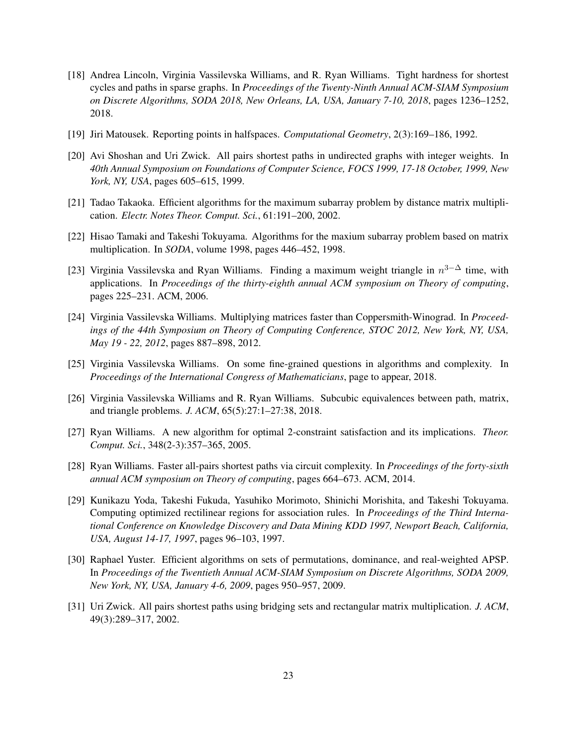[18] Andrea Lincoln, Virginia Vassilevska Williams, and R. Ryan Williams. Tight hardness for shortest cycles and paths in sparse graphs. In *Proceedings of the Twenty-Ninth Annual ACM-SIAM Symposium on Discrete Algorithms, SODA 2018, New Orleans, LA, USA, January 7-10, 2018*, pages 1236–1252, 2018.

[19] Jiri Matousek. Reporting points in halfspaces. *Computational Geometry*, 2(3):169–186, 1992.

[20] Avi Shoshan and Uri Zwick. All pairs shortest paths in undirected graphs with integer weights. In *40th Annual Symposium on Foundations of Computer Science, FOCS 1999, 17-18 October, 1999, New York, NY, USA*, pages 605–615, 1999.

[21] Tadao Takaoka. Efficient algorithms for the maximum subarray problem by distance matrix multiplication. *Electr. Notes Theor. Comput. Sci.*, 61:191–200, 2002.

[22] Hisao Tamaki and Takeshi Tokuyama. Algorithms for the maxium subarray problem based on matrix multiplication. In *SODA*, volume 1998, pages 446–452, 1998.

[23] Virginia Vassilevska and Ryan Williams. Finding a maximum weight triangle in $n^{3-\Delta}$ time, with applications. In *Proceedings of the thirty-eighth annual ACM symposium on Theory of computing*, pages 225–231. ACM, 2006.

[24] Virginia Vassilevska Williams. Multiplying matrices faster than Coppersmith-Winograd. In *Proceedings of the 44th Symposium on Theory of Computing Conference, STOC 2012, New York, NY, USA, May 19 - 22, 2012*, pages 887–898, 2012.

[25] Virginia Vassilevska Williams. On some fine-grained questions in algorithms and complexity. In *Proceedings of the International Congress of Mathematicians*, page to appear, 2018.

[26] Virginia Vassilevska Williams and R. Ryan Williams. Subcubic equivalences between path, matrix, and triangle problems. *J. ACM*, 65(5):27:1–27:38, 2018.

[27] Ryan Williams. A new algorithm for optimal 2-constraint satisfaction and its implications. *Theor. Comput. Sci.*, 348(2-3):357–365, 2005.

[28] Ryan Williams. Faster all-pairs shortest paths via circuit complexity. In *Proceedings of the forty-sixth annual ACM symposium on Theory of computing*, pages 664–673. ACM, 2014.

[29] Kunikazu Yoda, Takeshi Fukuda, Yasuhiko Morimoto, Shinichi Morishita, and Takeshi Tokuyama. Computing optimized rectilinear regions for association rules. In *Proceedings of the Third International Conference on Knowledge Discovery and Data Mining KDD 1997, Newport Beach, California, USA, August 14-17, 1997*, pages 96–103, 1997.

[30] Raphael Yuster. Efficient algorithms on sets of permutations, dominance, and real-weighted APSP. In *Proceedings of the Twentieth Annual ACM-SIAM Symposium on Discrete Algorithms, SODA 2009, New York, NY, USA, January 4-6, 2009*, pages 950–957, 2009.

[31] Uri Zwick. All pairs shortest paths using bridging sets and rectangular matrix multiplication. *J. ACM*, 49(3):289–317, 2002.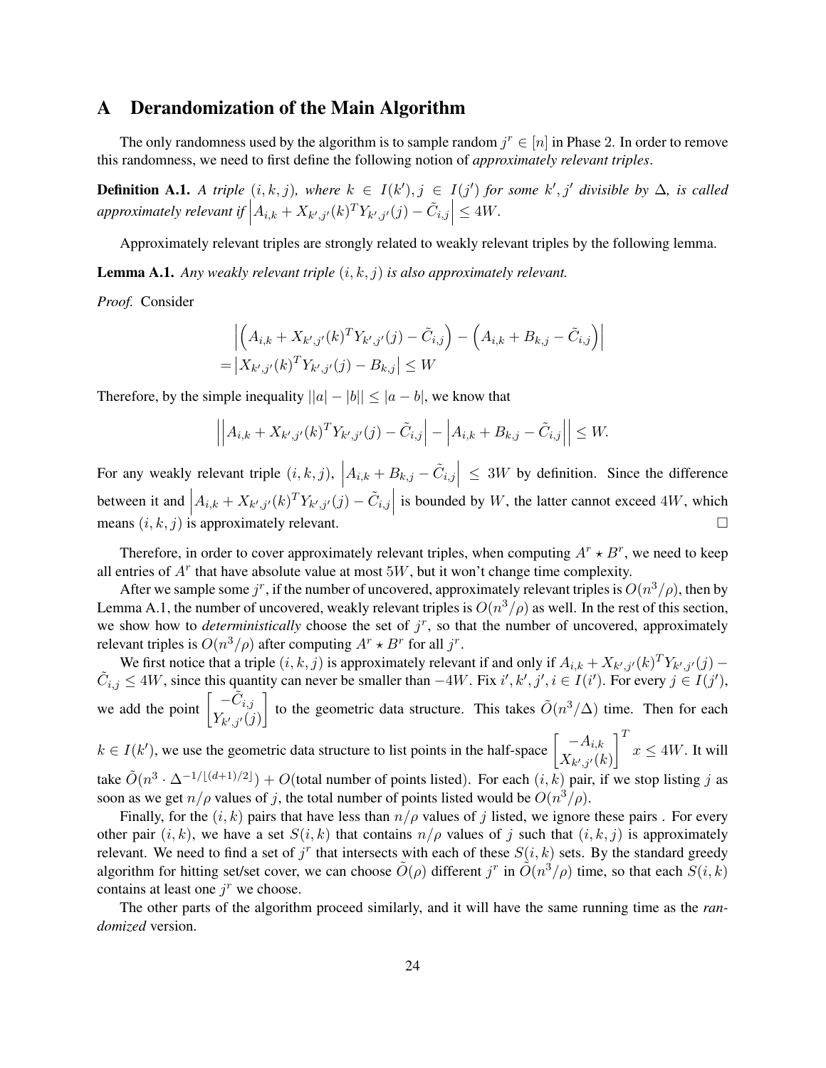## A Derandomization of the Main Algorithm

The only randomness used by the algorithm is to sample random $j^r \in [n]$ in Phase 2. In order to remove this randomness, we need to first define the following notion of *approximately relevant triples*.

**Definition A.1.** *A triple $(i, k, j)$, where $k \in I(k'), j \in I(j')$ for some $k', j'$ divisible by $\Delta$, is called approximately relevant if $\left|A_{i,k} + X_{k',j'}(k)^T Y_{k',j'}(j) - \tilde{C}_{i,j}\right| \leq 4W$.*

Approximately relevant triples are strongly related to weakly relevant triples by the following lemma.

**Lemma A.1.** *Any weakly relevant triple $(i, k, j)$ is also approximately relevant.*

*Proof.* Consider

$$
\begin{aligned}
&\left|\left(A_{i,k} + X_{k',j'}(k)^T Y_{k',j'}(j) - \tilde{C}_{i,j}\right) - \left(A_{i,k} + B_{k,j} - \tilde{C}_{i,j}\right)\right| \\
=& \left|X_{k',j'}(k)^T Y_{k',j'}(j) - B_{k,j}\right| \leq W
\end{aligned}
$$

Therefore, by the simple inequality $||a| - |b|| \leq |a - b|$, we know that

$$
\left|\left|A_{i,k} + X_{k',j'}(k)^T Y_{k',j'}(j) - \tilde{C}_{i,j}\right| - \left|A_{i,k} + B_{k,j} - \tilde{C}_{i,j}\right|\right| \leq W.
$$

For any weakly relevant triple $(i, k, j)$, $\left|A_{i,k} + B_{k,j} - \tilde{C}_{i,j}\right| \leq 3W$ by definition. Since the difference between it and $\left|A_{i,k} + X_{k',j'}(k)^T Y_{k',j'}(j) - \tilde{C}_{i,j}\right|$ is bounded by $W$, the latter cannot exceed $4W$, which means $(i, k, j)$ is approximately relevant. $\square$

Therefore, in order to cover approximately relevant triples, when computing $A^r \star B^r$, we need to keep all entries of $A^r$ that have absolute value at most $5W$, but it won't change time complexity.

After we sample some $j^r$, if the number of uncovered, approximately relevant triples is $O(n^3/\rho)$, then by Lemma A.1, the number of uncovered, weakly relevant triples is $O(n^3/\rho)$ as well. In the rest of this section, we show how to *deterministically* choose the set of $j^r$, so that the number of uncovered, approximately relevant triples is $O(n^3/\rho)$ after computing $A^r \star B^r$ for all $j^r$.

We first notice that a triple $(i, k, j)$ is approximately relevant if and only if $A_{i,k} + X_{k',j'}(k)^T Y_{k',j'}(j) - \tilde{C}_{i,j} \leq 4W$, since this quantity can never be smaller than $-4W$. Fix $i', k', j', i \in I(i')$. For every $j \in I(j')$, we add the point $\begin{bmatrix} -\tilde{C}_{i,j} \\ Y_{k',j'}(j) \end{bmatrix}$ to the geometric data structure. This takes $\tilde{O}(n^3/\Delta)$ time. Then for each $k \in I(k')$, we use the geometric data structure to list points in the half-space $\begin{bmatrix} -A_{i,k} \\ X_{k',j'}(k) \end{bmatrix}^T x \leq 4W$. It will take $\tilde{O}(n^3 \cdot \Delta^{-1/\lfloor(d+1)/2\rfloor}) + O(\text{total number of points listed})$. For each $(i, k)$ pair, if we stop listing $j$ as soon as we get $n/\rho$ values of $j$, the total number of points listed would be $O(n^3/\rho)$.

Finally, for the $(i, k)$ pairs that have less than $n/\rho$ values of $j$ listed, we ignore these pairs . For every other pair $(i, k)$, we have a set $S(i, k)$ that contains $n/\rho$ values of $j$ such that $(i, k, j)$ is approximately relevant. We need to find a set of $j^r$ that intersects with each of these $S(i, k)$ sets. By the standard greedy algorithm for hitting set/set cover, we can choose $\tilde{O}(\rho)$ different $j^r$ in $\tilde{O}(n^3/\rho)$ time, so that each $S(i, k)$ contains at least one $j^r$ we choose.

The other parts of the algorithm proceed similarly, and it will have the same running time as the *randomized* version.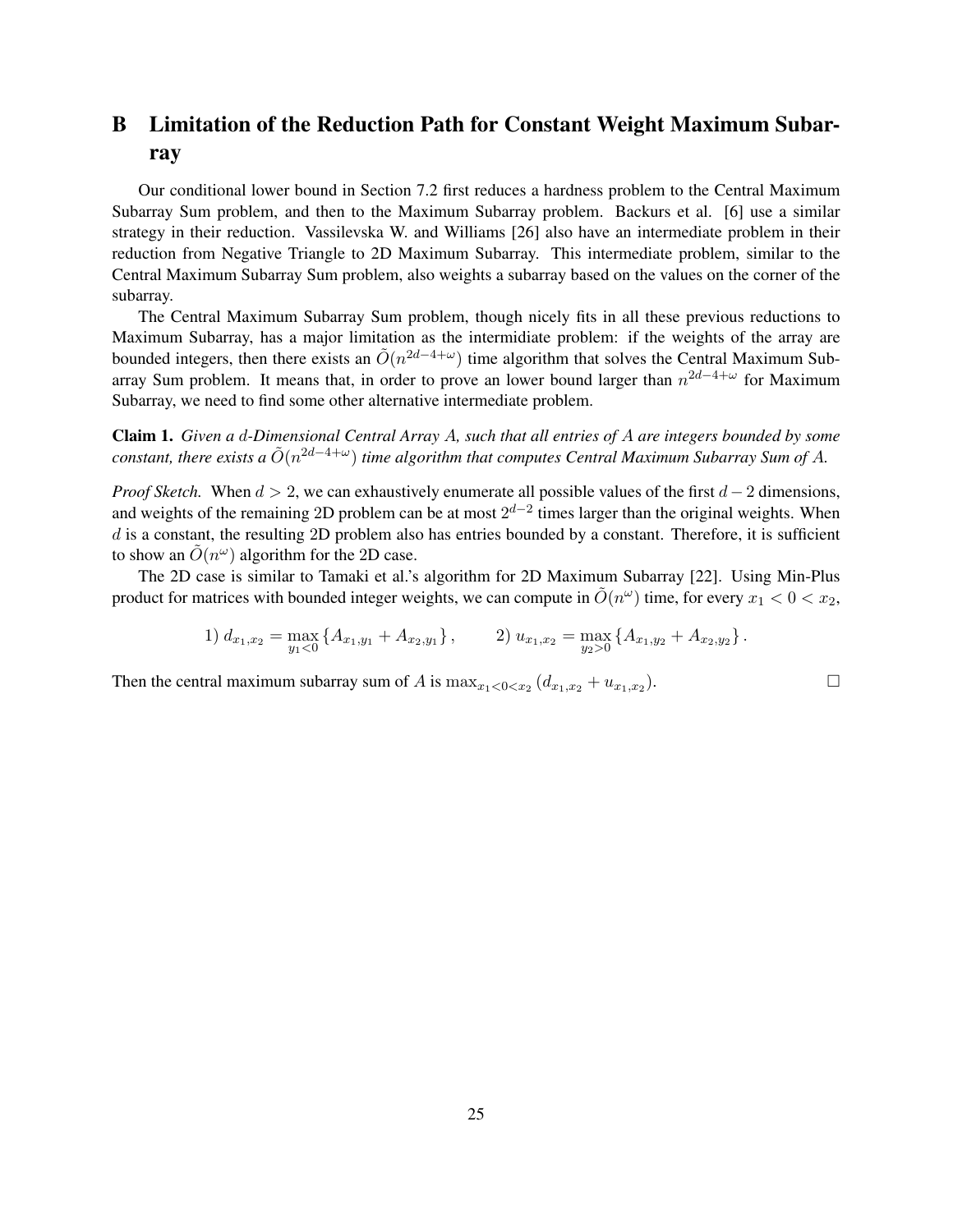# B Limitation of the Reduction Path for Constant Weight Maximum Subarray

Our conditional lower bound in Section 7.2 first reduces a hardness problem to the Central Maximum Subarray Sum problem, and then to the Maximum Subarray problem. Backurs et al. [6] use a similar strategy in their reduction. Vassilevska W. and Williams [26] also have an intermediate problem in their reduction from Negative Triangle to 2D Maximum Subarray. This intermediate problem, similar to the Central Maximum Subarray Sum problem, also weights a subarray based on the values on the corner of the subarray.

The Central Maximum Subarray Sum problem, though nicely fits in all these previous reductions to Maximum Subarray, has a major limitation as the intermidiate problem: if the weights of the array are bounded integers, then there exists an $\tilde{O}(n^{2d-4+\omega})$ time algorithm that solves the Central Maximum Subarray Sum problem. It means that, in order to prove an lower bound larger than $n^{2d-4+\omega}$ for Maximum Subarray, we need to find some other alternative intermediate problem.

**Claim 1.** *Given a $d$-Dimensional Central Array $A$, such that all entries of $A$ are integers bounded by some constant, there exists a $\tilde{O}(n^{2d-4+\omega})$ time algorithm that computes Central Maximum Subarray Sum of $A$.*

*Proof Sketch.* When $d > 2$, we can exhaustively enumerate all possible values of the first $d-2$ dimensions, and weights of the remaining 2D problem can be at most $2^{d-2}$ times larger than the original weights. When $d$ is a constant, the resulting 2D problem also has entries bounded by a constant. Therefore, it is sufficient to show an $\tilde{O}(n^{\omega})$ algorithm for the 2D case.

The 2D case is similar to Tamaki et al.'s algorithm for 2D Maximum Subarray [22]. Using Min-Plus product for matrices with bounded integer weights, we can compute in $\tilde{O}(n^{\omega})$ time, for every $x_1 < 0 < x_2$,

$$1)\ d_{x_1,x_2} = \max_{y_1<0}\{A_{x_1,y_1} + A_{x_2,y_1}\}, \qquad 2)\ u_{x_1,x_2} = \max_{y_2>0}\{A_{x_1,y_2} + A_{x_2,y_2}\}.$$

Then the central maximum subarray sum of $A$ is $\max_{x_1<0<x_2}(d_{x_1,x_2} + u_{x_1,x_2})$. □